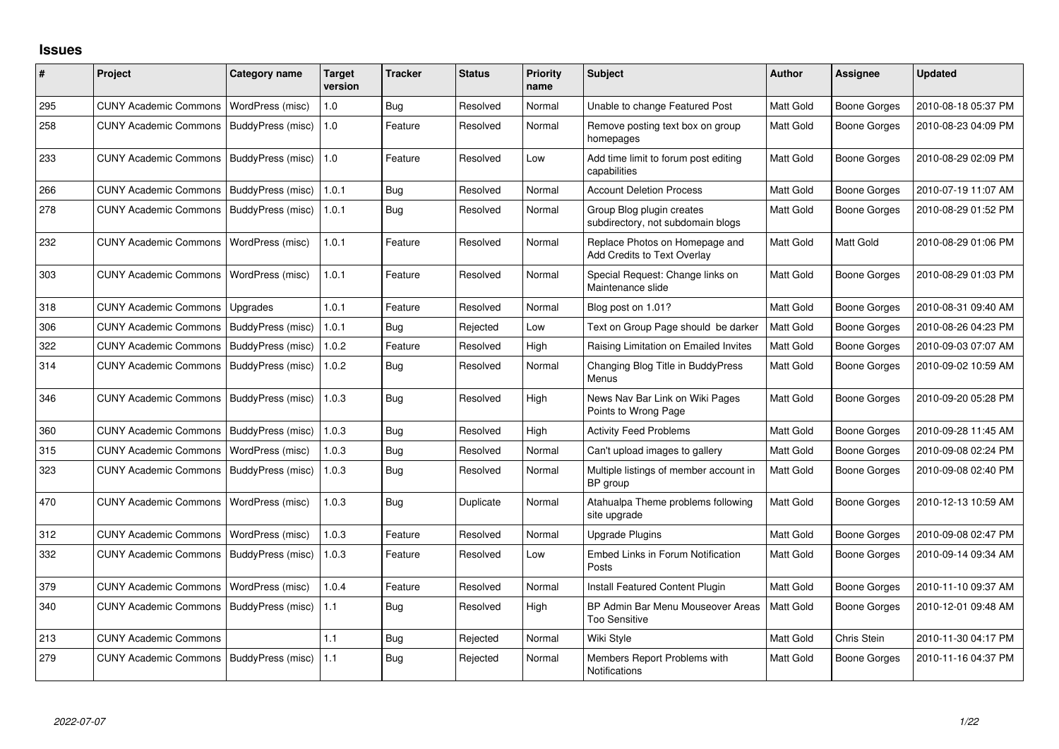# Issues

| # | Project | Category name | Target version | Tracker | Status | Priority name | Subject | Author | Assignee | Updated |
|---|---|---|---|---|---|---|---|---|---|---|
| 295 | CUNY Academic Commons | WordPress (misc) | 1.0 | Bug | Resolved | Normal | Unable to change Featured Post | Matt Gold | Boone Gorges | 2010-08-18 05:37 PM |
| 258 | CUNY Academic Commons | BuddyPress (misc) | 1.0 | Feature | Resolved | Normal | Remove posting text box on group homepages | Matt Gold | Boone Gorges | 2010-08-23 04:09 PM |
| 233 | CUNY Academic Commons | BuddyPress (misc) | 1.0 | Feature | Resolved | Low | Add time limit to forum post editing capabilities | Matt Gold | Boone Gorges | 2010-08-29 02:09 PM |
| 266 | CUNY Academic Commons | BuddyPress (misc) | 1.0.1 | Bug | Resolved | Normal | Account Deletion Process | Matt Gold | Boone Gorges | 2010-07-19 11:07 AM |
| 278 | CUNY Academic Commons | BuddyPress (misc) | 1.0.1 | Bug | Resolved | Normal | Group Blog plugin creates subdirectory, not subdomain blogs | Matt Gold | Boone Gorges | 2010-08-29 01:52 PM |
| 232 | CUNY Academic Commons | WordPress (misc) | 1.0.1 | Feature | Resolved | Normal | Replace Photos on Homepage and Add Credits to Text Overlay | Matt Gold | Matt Gold | 2010-08-29 01:06 PM |
| 303 | CUNY Academic Commons | WordPress (misc) | 1.0.1 | Feature | Resolved | Normal | Special Request: Change links on Maintenance slide | Matt Gold | Boone Gorges | 2010-08-29 01:03 PM |
| 318 | CUNY Academic Commons | Upgrades | 1.0.1 | Feature | Resolved | Normal | Blog post on 1.01? | Matt Gold | Boone Gorges | 2010-08-31 09:40 AM |
| 306 | CUNY Academic Commons | BuddyPress (misc) | 1.0.1 | Bug | Rejected | Low | Text on Group Page should be darker | Matt Gold | Boone Gorges | 2010-08-26 04:23 PM |
| 322 | CUNY Academic Commons | BuddyPress (misc) | 1.0.2 | Feature | Resolved | High | Raising Limitation on Emailed Invites | Matt Gold | Boone Gorges | 2010-09-03 07:07 AM |
| 314 | CUNY Academic Commons | BuddyPress (misc) | 1.0.2 | Bug | Resolved | Normal | Changing Blog Title in BuddyPress Menus | Matt Gold | Boone Gorges | 2010-09-02 10:59 AM |
| 346 | CUNY Academic Commons | BuddyPress (misc) | 1.0.3 | Bug | Resolved | High | News Nav Bar Link on Wiki Pages Points to Wrong Page | Matt Gold | Boone Gorges | 2010-09-20 05:28 PM |
| 360 | CUNY Academic Commons | BuddyPress (misc) | 1.0.3 | Bug | Resolved | High | Activity Feed Problems | Matt Gold | Boone Gorges | 2010-09-28 11:45 AM |
| 315 | CUNY Academic Commons | WordPress (misc) | 1.0.3 | Bug | Resolved | Normal | Can't upload images to gallery | Matt Gold | Boone Gorges | 2010-09-08 02:24 PM |
| 323 | CUNY Academic Commons | BuddyPress (misc) | 1.0.3 | Bug | Resolved | Normal | Multiple listings of member account in BP group | Matt Gold | Boone Gorges | 2010-09-08 02:40 PM |
| 470 | CUNY Academic Commons | WordPress (misc) | 1.0.3 | Bug | Duplicate | Normal | Atahualpa Theme problems following site upgrade | Matt Gold | Boone Gorges | 2010-12-13 10:59 AM |
| 312 | CUNY Academic Commons | WordPress (misc) | 1.0.3 | Feature | Resolved | Normal | Upgrade Plugins | Matt Gold | Boone Gorges | 2010-09-08 02:47 PM |
| 332 | CUNY Academic Commons | BuddyPress (misc) | 1.0.3 | Feature | Resolved | Low | Embed Links in Forum Notification Posts | Matt Gold | Boone Gorges | 2010-09-14 09:34 AM |
| 379 | CUNY Academic Commons | WordPress (misc) | 1.0.4 | Feature | Resolved | Normal | Install Featured Content Plugin | Matt Gold | Boone Gorges | 2010-11-10 09:37 AM |
| 340 | CUNY Academic Commons | BuddyPress (misc) | 1.1 | Bug | Resolved | High | BP Admin Bar Menu Mouseover Areas Too Sensitive | Matt Gold | Boone Gorges | 2010-12-01 09:48 AM |
| 213 | CUNY Academic Commons | | 1.1 | Bug | Rejected | Normal | Wiki Style | Matt Gold | Chris Stein | 2010-11-30 04:17 PM |
| 279 | CUNY Academic Commons | BuddyPress (misc) | 1.1 | Bug | Rejected | Normal | Members Report Problems with Notifications | Matt Gold | Boone Gorges | 2010-11-16 04:37 PM |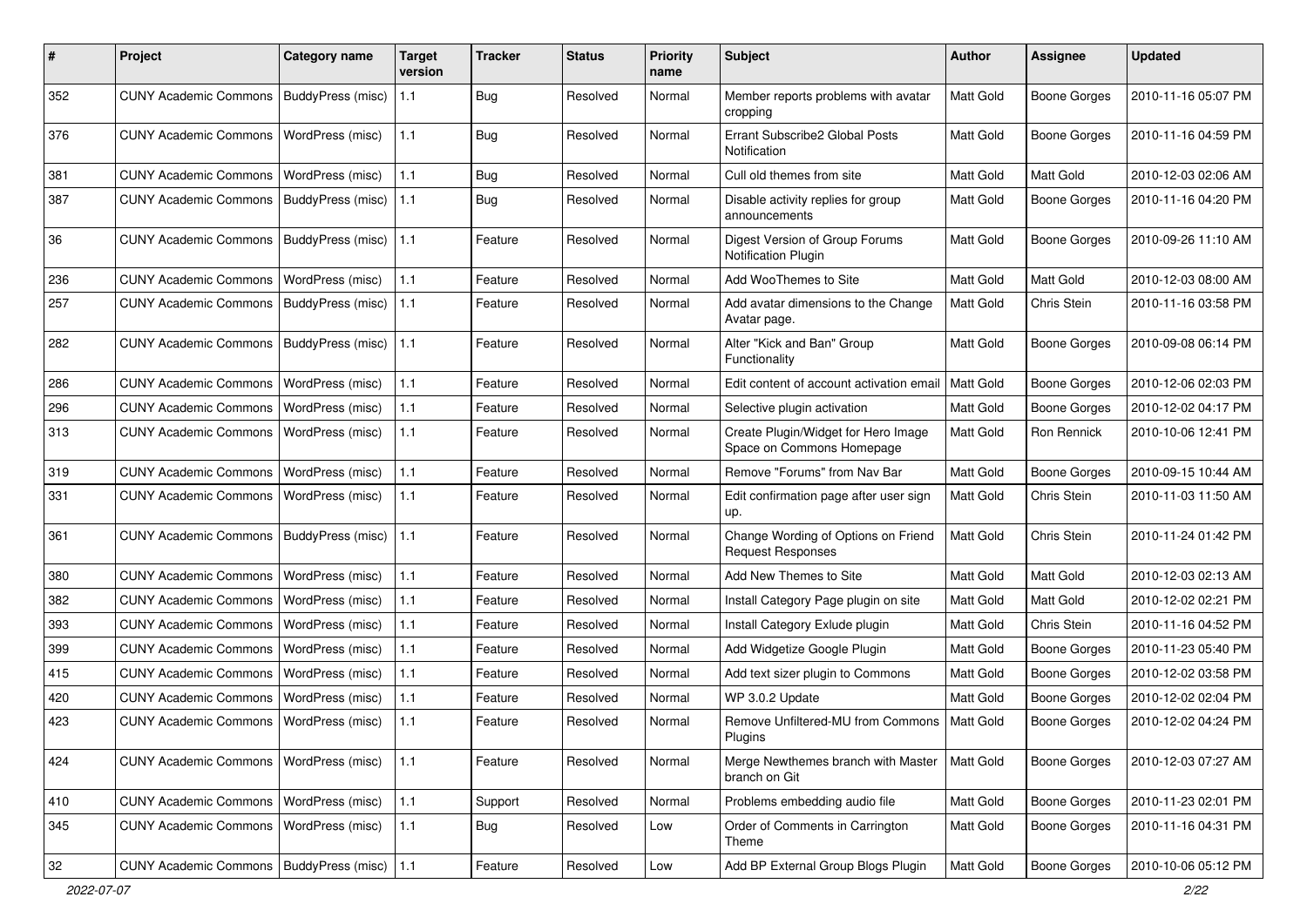| # | Project | Category name | Target version | Tracker | Status | Priority name | Subject | Author | Assignee | Updated |
|---|---|---|---|---|---|---|---|---|---|---|
| 352 | CUNY Academic Commons | BuddyPress (misc) | 1.1 | Bug | Resolved | Normal | Member reports problems with avatar cropping | Matt Gold | Boone Gorges | 2010-11-16 05:07 PM |
| 376 | CUNY Academic Commons | WordPress (misc) | 1.1 | Bug | Resolved | Normal | Errant Subscribe2 Global Posts Notification | Matt Gold | Boone Gorges | 2010-11-16 04:59 PM |
| 381 | CUNY Academic Commons | WordPress (misc) | 1.1 | Bug | Resolved | Normal | Cull old themes from site | Matt Gold | Matt Gold | 2010-12-03 02:06 AM |
| 387 | CUNY Academic Commons | BuddyPress (misc) | 1.1 | Bug | Resolved | Normal | Disable activity replies for group announcements | Matt Gold | Boone Gorges | 2010-11-16 04:20 PM |
| 36 | CUNY Academic Commons | BuddyPress (misc) | 1.1 | Feature | Resolved | Normal | Digest Version of Group Forums Notification Plugin | Matt Gold | Boone Gorges | 2010-09-26 11:10 AM |
| 236 | CUNY Academic Commons | WordPress (misc) | 1.1 | Feature | Resolved | Normal | Add WooThemes to Site | Matt Gold | Matt Gold | 2010-12-03 08:00 AM |
| 257 | CUNY Academic Commons | BuddyPress (misc) | 1.1 | Feature | Resolved | Normal | Add avatar dimensions to the Change Avatar page. | Matt Gold | Chris Stein | 2010-11-16 03:58 PM |
| 282 | CUNY Academic Commons | BuddyPress (misc) | 1.1 | Feature | Resolved | Normal | Alter "Kick and Ban" Group Functionality | Matt Gold | Boone Gorges | 2010-09-08 06:14 PM |
| 286 | CUNY Academic Commons | WordPress (misc) | 1.1 | Feature | Resolved | Normal | Edit content of account activation email | Matt Gold | Boone Gorges | 2010-12-06 02:03 PM |
| 296 | CUNY Academic Commons | WordPress (misc) | 1.1 | Feature | Resolved | Normal | Selective plugin activation | Matt Gold | Boone Gorges | 2010-12-02 04:17 PM |
| 313 | CUNY Academic Commons | WordPress (misc) | 1.1 | Feature | Resolved | Normal | Create Plugin/Widget for Hero Image Space on Commons Homepage | Matt Gold | Ron Rennick | 2010-10-06 12:41 PM |
| 319 | CUNY Academic Commons | WordPress (misc) | 1.1 | Feature | Resolved | Normal | Remove "Forums" from Nav Bar | Matt Gold | Boone Gorges | 2010-09-15 10:44 AM |
| 331 | CUNY Academic Commons | WordPress (misc) | 1.1 | Feature | Resolved | Normal | Edit confirmation page after user sign up. | Matt Gold | Chris Stein | 2010-11-03 11:50 AM |
| 361 | CUNY Academic Commons | BuddyPress (misc) | 1.1 | Feature | Resolved | Normal | Change Wording of Options on Friend Request Responses | Matt Gold | Chris Stein | 2010-11-24 01:42 PM |
| 380 | CUNY Academic Commons | WordPress (misc) | 1.1 | Feature | Resolved | Normal | Add New Themes to Site | Matt Gold | Matt Gold | 2010-12-03 02:13 AM |
| 382 | CUNY Academic Commons | WordPress (misc) | 1.1 | Feature | Resolved | Normal | Install Category Page plugin on site | Matt Gold | Matt Gold | 2010-12-02 02:21 PM |
| 393 | CUNY Academic Commons | WordPress (misc) | 1.1 | Feature | Resolved | Normal | Install Category Exlude plugin | Matt Gold | Chris Stein | 2010-11-16 04:52 PM |
| 399 | CUNY Academic Commons | WordPress (misc) | 1.1 | Feature | Resolved | Normal | Add Widgetize Google Plugin | Matt Gold | Boone Gorges | 2010-11-23 05:40 PM |
| 415 | CUNY Academic Commons | WordPress (misc) | 1.1 | Feature | Resolved | Normal | Add text sizer plugin to Commons | Matt Gold | Boone Gorges | 2010-12-02 03:58 PM |
| 420 | CUNY Academic Commons | WordPress (misc) | 1.1 | Feature | Resolved | Normal | WP 3.0.2 Update | Matt Gold | Boone Gorges | 2010-12-02 02:04 PM |
| 423 | CUNY Academic Commons | WordPress (misc) | 1.1 | Feature | Resolved | Normal | Remove Unfiltered-MU from Commons Plugins | Matt Gold | Boone Gorges | 2010-12-02 04:24 PM |
| 424 | CUNY Academic Commons | WordPress (misc) | 1.1 | Feature | Resolved | Normal | Merge Newthemes branch with Master branch on Git | Matt Gold | Boone Gorges | 2010-12-03 07:27 AM |
| 410 | CUNY Academic Commons | WordPress (misc) | 1.1 | Support | Resolved | Normal | Problems embedding audio file | Matt Gold | Boone Gorges | 2010-11-23 02:01 PM |
| 345 | CUNY Academic Commons | WordPress (misc) | 1.1 | Bug | Resolved | Low | Order of Comments in Carrington Theme | Matt Gold | Boone Gorges | 2010-11-16 04:31 PM |
| 32 | CUNY Academic Commons | BuddyPress (misc) | 1.1 | Feature | Resolved | Low | Add BP External Group Blogs Plugin | Matt Gold | Boone Gorges | 2010-10-06 05:12 PM |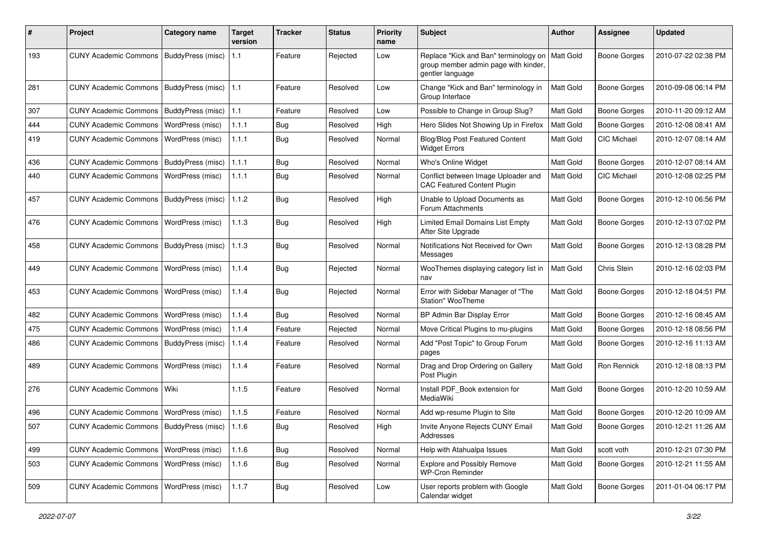| # | Project | Category name | Target version | Tracker | Status | Priority name | Subject | Author | Assignee | Updated |
|---|---|---|---|---|---|---|---|---|---|---|
| 193 | CUNY Academic Commons | BuddyPress (misc) | 1.1 | Feature | Rejected | Low | Replace "Kick and Ban" terminology on group member admin page with kinder, gentler language | Matt Gold | Boone Gorges | 2010-07-22 02:38 PM |
| 281 | CUNY Academic Commons | BuddyPress (misc) | 1.1 | Feature | Resolved | Low | Change "Kick and Ban" terminology in Group Interface | Matt Gold | Boone Gorges | 2010-09-08 06:14 PM |
| 307 | CUNY Academic Commons | BuddyPress (misc) | 1.1 | Feature | Resolved | Low | Possible to Change in Group Slug? | Matt Gold | Boone Gorges | 2010-11-20 09:12 AM |
| 444 | CUNY Academic Commons | WordPress (misc) | 1.1.1 | Bug | Resolved | High | Hero Slides Not Showing Up in Firefox | Matt Gold | Boone Gorges | 2010-12-08 08:41 AM |
| 419 | CUNY Academic Commons | WordPress (misc) | 1.1.1 | Bug | Resolved | Normal | Blog/Blog Post Featured Content Widget Errors | Matt Gold | CIC Michael | 2010-12-07 08:14 AM |
| 436 | CUNY Academic Commons | BuddyPress (misc) | 1.1.1 | Bug | Resolved | Normal | Who's Online Widget | Matt Gold | Boone Gorges | 2010-12-07 08:14 AM |
| 440 | CUNY Academic Commons | WordPress (misc) | 1.1.1 | Bug | Resolved | Normal | Conflict between Image Uploader and CAC Featured Content Plugin | Matt Gold | CIC Michael | 2010-12-08 02:25 PM |
| 457 | CUNY Academic Commons | BuddyPress (misc) | 1.1.2 | Bug | Resolved | High | Unable to Upload Documents as Forum Attachments | Matt Gold | Boone Gorges | 2010-12-10 06:56 PM |
| 476 | CUNY Academic Commons | WordPress (misc) | 1.1.3 | Bug | Resolved | High | Limited Email Domains List Empty After Site Upgrade | Matt Gold | Boone Gorges | 2010-12-13 07:02 PM |
| 458 | CUNY Academic Commons | BuddyPress (misc) | 1.1.3 | Bug | Resolved | Normal | Notifications Not Received for Own Messages | Matt Gold | Boone Gorges | 2010-12-13 08:28 PM |
| 449 | CUNY Academic Commons | WordPress (misc) | 1.1.4 | Bug | Rejected | Normal | WooThemes displaying category list in nav | Matt Gold | Chris Stein | 2010-12-16 02:03 PM |
| 453 | CUNY Academic Commons | WordPress (misc) | 1.1.4 | Bug | Rejected | Normal | Error with Sidebar Manager of "The Station" WooTheme | Matt Gold | Boone Gorges | 2010-12-18 04:51 PM |
| 482 | CUNY Academic Commons | WordPress (misc) | 1.1.4 | Bug | Resolved | Normal | BP Admin Bar Display Error | Matt Gold | Boone Gorges | 2010-12-16 08:45 AM |
| 475 | CUNY Academic Commons | WordPress (misc) | 1.1.4 | Feature | Rejected | Normal | Move Critical Plugins to mu-plugins | Matt Gold | Boone Gorges | 2010-12-18 08:56 PM |
| 486 | CUNY Academic Commons | BuddyPress (misc) | 1.1.4 | Feature | Resolved | Normal | Add "Post Topic" to Group Forum pages | Matt Gold | Boone Gorges | 2010-12-16 11:13 AM |
| 489 | CUNY Academic Commons | WordPress (misc) | 1.1.4 | Feature | Resolved | Normal | Drag and Drop Ordering on Gallery Post Plugin | Matt Gold | Ron Rennick | 2010-12-18 08:13 PM |
| 276 | CUNY Academic Commons | Wiki | 1.1.5 | Feature | Resolved | Normal | Install PDF_Book extension for MediaWiki | Matt Gold | Boone Gorges | 2010-12-20 10:59 AM |
| 496 | CUNY Academic Commons | WordPress (misc) | 1.1.5 | Feature | Resolved | Normal | Add wp-resume Plugin to Site | Matt Gold | Boone Gorges | 2010-12-20 10:09 AM |
| 507 | CUNY Academic Commons | BuddyPress (misc) | 1.1.6 | Bug | Resolved | High | Invite Anyone Rejects CUNY Email Addresses | Matt Gold | Boone Gorges | 2010-12-21 11:26 AM |
| 499 | CUNY Academic Commons | WordPress (misc) | 1.1.6 | Bug | Resolved | Normal | Help with Atahualpa Issues | Matt Gold | scott voth | 2010-12-21 07:30 PM |
| 503 | CUNY Academic Commons | WordPress (misc) | 1.1.6 | Bug | Resolved | Normal | Explore and Possibly Remove WP-Cron Reminder | Matt Gold | Boone Gorges | 2010-12-21 11:55 AM |
| 509 | CUNY Academic Commons | WordPress (misc) | 1.1.7 | Bug | Resolved | Low | User reports problem with Google Calendar widget | Matt Gold | Boone Gorges | 2011-01-04 06:17 PM |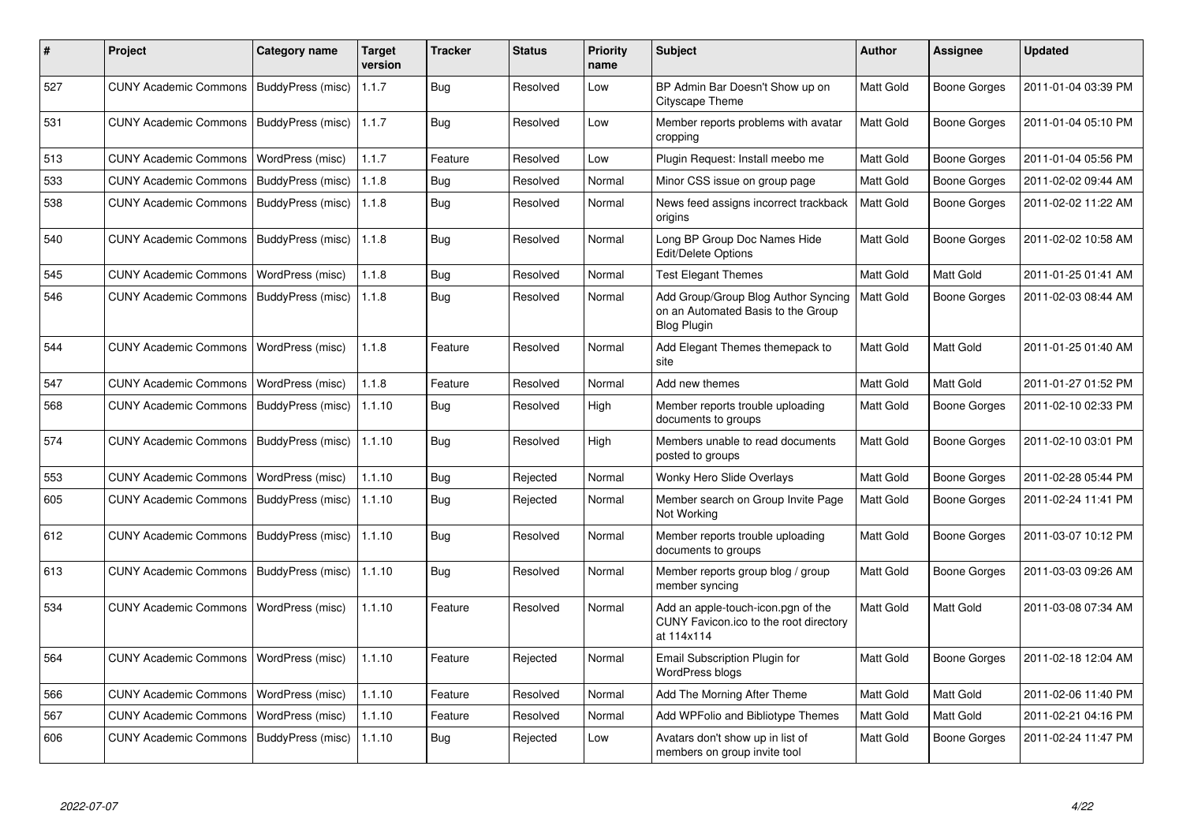| # | Project | Category name | Target version | Tracker | Status | Priority name | Subject | Author | Assignee | Updated |
|---|---|---|---|---|---|---|---|---|---|---|
| 527 | CUNY Academic Commons | BuddyPress (misc) | 1.1.7 | Bug | Resolved | Low | BP Admin Bar Doesn't Show up on Cityscape Theme | Matt Gold | Boone Gorges | 2011-01-04 03:39 PM |
| 531 | CUNY Academic Commons | BuddyPress (misc) | 1.1.7 | Bug | Resolved | Low | Member reports problems with avatar cropping | Matt Gold | Boone Gorges | 2011-01-04 05:10 PM |
| 513 | CUNY Academic Commons | WordPress (misc) | 1.1.7 | Feature | Resolved | Low | Plugin Request: Install meebo me | Matt Gold | Boone Gorges | 2011-01-04 05:56 PM |
| 533 | CUNY Academic Commons | BuddyPress (misc) | 1.1.8 | Bug | Resolved | Normal | Minor CSS issue on group page | Matt Gold | Boone Gorges | 2011-02-02 09:44 AM |
| 538 | CUNY Academic Commons | BuddyPress (misc) | 1.1.8 | Bug | Resolved | Normal | News feed assigns incorrect trackback origins | Matt Gold | Boone Gorges | 2011-02-02 11:22 AM |
| 540 | CUNY Academic Commons | BuddyPress (misc) | 1.1.8 | Bug | Resolved | Normal | Long BP Group Doc Names Hide Edit/Delete Options | Matt Gold | Boone Gorges | 2011-02-02 10:58 AM |
| 545 | CUNY Academic Commons | WordPress (misc) | 1.1.8 | Bug | Resolved | Normal | Test Elegant Themes | Matt Gold | Matt Gold | 2011-01-25 01:41 AM |
| 546 | CUNY Academic Commons | BuddyPress (misc) | 1.1.8 | Bug | Resolved | Normal | Add Group/Group Blog Author Syncing on an Automated Basis to the Group Blog Plugin | Matt Gold | Boone Gorges | 2011-02-03 08:44 AM |
| 544 | CUNY Academic Commons | WordPress (misc) | 1.1.8 | Feature | Resolved | Normal | Add Elegant Themes themepack to site | Matt Gold | Matt Gold | 2011-01-25 01:40 AM |
| 547 | CUNY Academic Commons | WordPress (misc) | 1.1.8 | Feature | Resolved | Normal | Add new themes | Matt Gold | Matt Gold | 2011-01-27 01:52 PM |
| 568 | CUNY Academic Commons | BuddyPress (misc) | 1.1.10 | Bug | Resolved | High | Member reports trouble uploading documents to groups | Matt Gold | Boone Gorges | 2011-02-10 02:33 PM |
| 574 | CUNY Academic Commons | BuddyPress (misc) | 1.1.10 | Bug | Resolved | High | Members unable to read documents posted to groups | Matt Gold | Boone Gorges | 2011-02-10 03:01 PM |
| 553 | CUNY Academic Commons | WordPress (misc) | 1.1.10 | Bug | Rejected | Normal | Wonky Hero Slide Overlays | Matt Gold | Boone Gorges | 2011-02-28 05:44 PM |
| 605 | CUNY Academic Commons | BuddyPress (misc) | 1.1.10 | Bug | Rejected | Normal | Member search on Group Invite Page Not Working | Matt Gold | Boone Gorges | 2011-02-24 11:41 PM |
| 612 | CUNY Academic Commons | BuddyPress (misc) | 1.1.10 | Bug | Resolved | Normal | Member reports trouble uploading documents to groups | Matt Gold | Boone Gorges | 2011-03-07 10:12 PM |
| 613 | CUNY Academic Commons | BuddyPress (misc) | 1.1.10 | Bug | Resolved | Normal | Member reports group blog / group member syncing | Matt Gold | Boone Gorges | 2011-03-03 09:26 AM |
| 534 | CUNY Academic Commons | WordPress (misc) | 1.1.10 | Feature | Resolved | Normal | Add an apple-touch-icon.pgn of the CUNY Favicon.ico to the root directory at 114x114 | Matt Gold | Matt Gold | 2011-03-08 07:34 AM |
| 564 | CUNY Academic Commons | WordPress (misc) | 1.1.10 | Feature | Rejected | Normal | Email Subscription Plugin for WordPress blogs | Matt Gold | Boone Gorges | 2011-02-18 12:04 AM |
| 566 | CUNY Academic Commons | WordPress (misc) | 1.1.10 | Feature | Resolved | Normal | Add The Morning After Theme | Matt Gold | Matt Gold | 2011-02-06 11:40 PM |
| 567 | CUNY Academic Commons | WordPress (misc) | 1.1.10 | Feature | Resolved | Normal | Add WPFolio and Bibliotype Themes | Matt Gold | Matt Gold | 2011-02-21 04:16 PM |
| 606 | CUNY Academic Commons | BuddyPress (misc) | 1.1.10 | Bug | Rejected | Low | Avatars don't show up in list of members on group invite tool | Matt Gold | Boone Gorges | 2011-02-24 11:47 PM |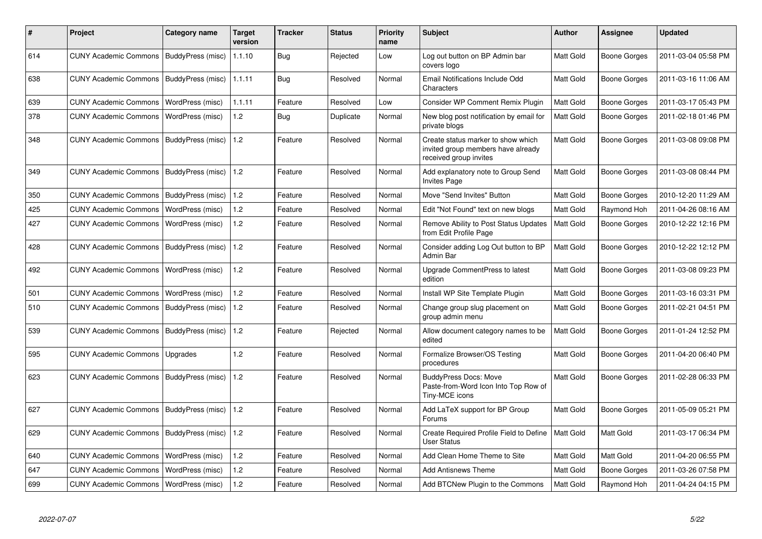| # | Project | Category name | Target version | Tracker | Status | Priority name | Subject | Author | Assignee | Updated |
|---|---|---|---|---|---|---|---|---|---|---|
| 614 | CUNY Academic Commons | BuddyPress (misc) | 1.1.10 | Bug | Rejected | Low | Log out button on BP Admin bar covers logo | Matt Gold | Boone Gorges | 2011-03-04 05:58 PM |
| 638 | CUNY Academic Commons | BuddyPress (misc) | 1.1.11 | Bug | Resolved | Normal | Email Notifications Include Odd Characters | Matt Gold | Boone Gorges | 2011-03-16 11:06 AM |
| 639 | CUNY Academic Commons | WordPress (misc) | 1.1.11 | Feature | Resolved | Low | Consider WP Comment Remix Plugin | Matt Gold | Boone Gorges | 2011-03-17 05:43 PM |
| 378 | CUNY Academic Commons | WordPress (misc) | 1.2 | Bug | Duplicate | Normal | New blog post notification by email for private blogs | Matt Gold | Boone Gorges | 2011-02-18 01:46 PM |
| 348 | CUNY Academic Commons | BuddyPress (misc) | 1.2 | Feature | Resolved | Normal | Create status marker to show which invited group members have already received group invites | Matt Gold | Boone Gorges | 2011-03-08 09:08 PM |
| 349 | CUNY Academic Commons | BuddyPress (misc) | 1.2 | Feature | Resolved | Normal | Add explanatory note to Group Send Invites Page | Matt Gold | Boone Gorges | 2011-03-08 08:44 PM |
| 350 | CUNY Academic Commons | BuddyPress (misc) | 1.2 | Feature | Resolved | Normal | Move "Send Invites" Button | Matt Gold | Boone Gorges | 2010-12-20 11:29 AM |
| 425 | CUNY Academic Commons | WordPress (misc) | 1.2 | Feature | Resolved | Normal | Edit "Not Found" text on new blogs | Matt Gold | Raymond Hoh | 2011-04-26 08:16 AM |
| 427 | CUNY Academic Commons | WordPress (misc) | 1.2 | Feature | Resolved | Normal | Remove Ability to Post Status Updates from Edit Profile Page | Matt Gold | Boone Gorges | 2010-12-22 12:16 PM |
| 428 | CUNY Academic Commons | BuddyPress (misc) | 1.2 | Feature | Resolved | Normal | Consider adding Log Out button to BP Admin Bar | Matt Gold | Boone Gorges | 2010-12-22 12:12 PM |
| 492 | CUNY Academic Commons | WordPress (misc) | 1.2 | Feature | Resolved | Normal | Upgrade CommentPress to latest edition | Matt Gold | Boone Gorges | 2011-03-08 09:23 PM |
| 501 | CUNY Academic Commons | WordPress (misc) | 1.2 | Feature | Resolved | Normal | Install WP Site Template Plugin | Matt Gold | Boone Gorges | 2011-03-16 03:31 PM |
| 510 | CUNY Academic Commons | BuddyPress (misc) | 1.2 | Feature | Resolved | Normal | Change group slug placement on group admin menu | Matt Gold | Boone Gorges | 2011-02-21 04:51 PM |
| 539 | CUNY Academic Commons | BuddyPress (misc) | 1.2 | Feature | Rejected | Normal | Allow document category names to be edited | Matt Gold | Boone Gorges | 2011-01-24 12:52 PM |
| 595 | CUNY Academic Commons | Upgrades | 1.2 | Feature | Resolved | Normal | Formalize Browser/OS Testing procedures | Matt Gold | Boone Gorges | 2011-04-20 06:40 PM |
| 623 | CUNY Academic Commons | BuddyPress (misc) | 1.2 | Feature | Resolved | Normal | BuddyPress Docs: Move Paste-from-Word Icon Into Top Row of Tiny-MCE icons | Matt Gold | Boone Gorges | 2011-02-28 06:33 PM |
| 627 | CUNY Academic Commons | BuddyPress (misc) | 1.2 | Feature | Resolved | Normal | Add LaTeX support for BP Group Forums | Matt Gold | Boone Gorges | 2011-05-09 05:21 PM |
| 629 | CUNY Academic Commons | BuddyPress (misc) | 1.2 | Feature | Resolved | Normal | Create Required Profile Field to Define User Status | Matt Gold | Matt Gold | 2011-03-17 06:34 PM |
| 640 | CUNY Academic Commons | WordPress (misc) | 1.2 | Feature | Resolved | Normal | Add Clean Home Theme to Site | Matt Gold | Matt Gold | 2011-04-20 06:55 PM |
| 647 | CUNY Academic Commons | WordPress (misc) | 1.2 | Feature | Resolved | Normal | Add Antisnews Theme | Matt Gold | Boone Gorges | 2011-03-26 07:58 PM |
| 699 | CUNY Academic Commons | WordPress (misc) | 1.2 | Feature | Resolved | Normal | Add BTCNew Plugin to the Commons | Matt Gold | Raymond Hoh | 2011-04-24 04:15 PM |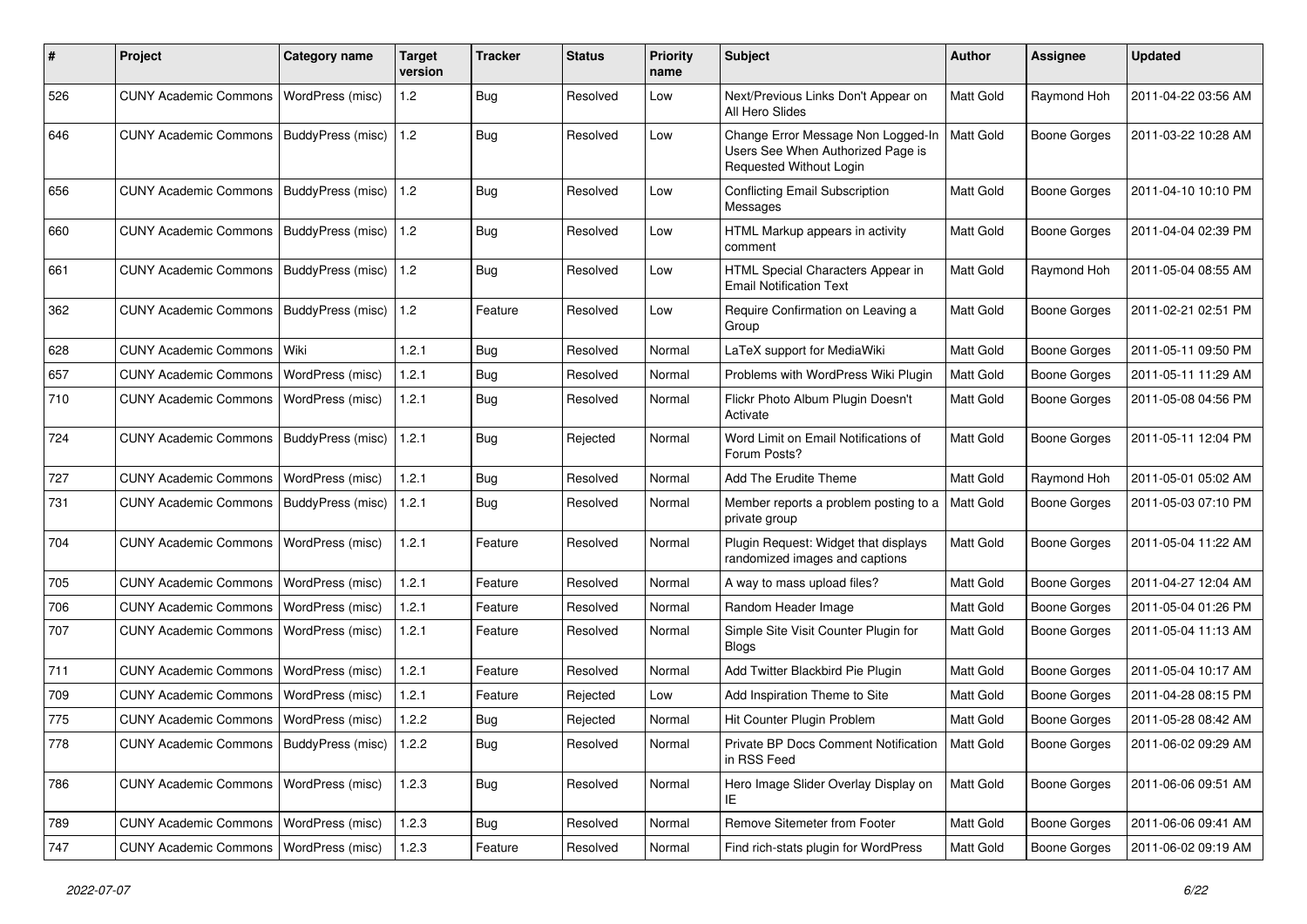| # | Project | Category name | Target version | Tracker | Status | Priority name | Subject | Author | Assignee | Updated |
|---|---|---|---|---|---|---|---|---|---|---|
| 526 | CUNY Academic Commons | WordPress (misc) | 1.2 | Bug | Resolved | Low | Next/Previous Links Don't Appear on All Hero Slides | Matt Gold | Raymond Hoh | 2011-04-22 03:56 AM |
| 646 | CUNY Academic Commons | BuddyPress (misc) | 1.2 | Bug | Resolved | Low | Change Error Message Non Logged-In Users See When Authorized Page is Requested Without Login | Matt Gold | Boone Gorges | 2011-03-22 10:28 AM |
| 656 | CUNY Academic Commons | BuddyPress (misc) | 1.2 | Bug | Resolved | Low | Conflicting Email Subscription Messages | Matt Gold | Boone Gorges | 2011-04-10 10:10 PM |
| 660 | CUNY Academic Commons | BuddyPress (misc) | 1.2 | Bug | Resolved | Low | HTML Markup appears in activity comment | Matt Gold | Boone Gorges | 2011-04-04 02:39 PM |
| 661 | CUNY Academic Commons | BuddyPress (misc) | 1.2 | Bug | Resolved | Low | HTML Special Characters Appear in Email Notification Text | Matt Gold | Raymond Hoh | 2011-05-04 08:55 AM |
| 362 | CUNY Academic Commons | BuddyPress (misc) | 1.2 | Feature | Resolved | Low | Require Confirmation on Leaving a Group | Matt Gold | Boone Gorges | 2011-02-21 02:51 PM |
| 628 | CUNY Academic Commons | Wiki | 1.2.1 | Bug | Resolved | Normal | LaTeX support for MediaWiki | Matt Gold | Boone Gorges | 2011-05-11 09:50 PM |
| 657 | CUNY Academic Commons | WordPress (misc) | 1.2.1 | Bug | Resolved | Normal | Problems with WordPress Wiki Plugin | Matt Gold | Boone Gorges | 2011-05-11 11:29 AM |
| 710 | CUNY Academic Commons | WordPress (misc) | 1.2.1 | Bug | Resolved | Normal | Flickr Photo Album Plugin Doesn't Activate | Matt Gold | Boone Gorges | 2011-05-08 04:56 PM |
| 724 | CUNY Academic Commons | BuddyPress (misc) | 1.2.1 | Bug | Rejected | Normal | Word Limit on Email Notifications of Forum Posts? | Matt Gold | Boone Gorges | 2011-05-11 12:04 PM |
| 727 | CUNY Academic Commons | WordPress (misc) | 1.2.1 | Bug | Resolved | Normal | Add The Erudite Theme | Matt Gold | Raymond Hoh | 2011-05-01 05:02 AM |
| 731 | CUNY Academic Commons | BuddyPress (misc) | 1.2.1 | Bug | Resolved | Normal | Member reports a problem posting to a private group | Matt Gold | Boone Gorges | 2011-05-03 07:10 PM |
| 704 | CUNY Academic Commons | WordPress (misc) | 1.2.1 | Feature | Resolved | Normal | Plugin Request: Widget that displays randomized images and captions | Matt Gold | Boone Gorges | 2011-05-04 11:22 AM |
| 705 | CUNY Academic Commons | WordPress (misc) | 1.2.1 | Feature | Resolved | Normal | A way to mass upload files? | Matt Gold | Boone Gorges | 2011-04-27 12:04 AM |
| 706 | CUNY Academic Commons | WordPress (misc) | 1.2.1 | Feature | Resolved | Normal | Random Header Image | Matt Gold | Boone Gorges | 2011-05-04 01:26 PM |
| 707 | CUNY Academic Commons | WordPress (misc) | 1.2.1 | Feature | Resolved | Normal | Simple Site Visit Counter Plugin for Blogs | Matt Gold | Boone Gorges | 2011-05-04 11:13 AM |
| 711 | CUNY Academic Commons | WordPress (misc) | 1.2.1 | Feature | Resolved | Normal | Add Twitter Blackbird Pie Plugin | Matt Gold | Boone Gorges | 2011-05-04 10:17 AM |
| 709 | CUNY Academic Commons | WordPress (misc) | 1.2.1 | Feature | Rejected | Low | Add Inspiration Theme to Site | Matt Gold | Boone Gorges | 2011-04-28 08:15 PM |
| 775 | CUNY Academic Commons | WordPress (misc) | 1.2.2 | Bug | Rejected | Normal | Hit Counter Plugin Problem | Matt Gold | Boone Gorges | 2011-05-28 08:42 AM |
| 778 | CUNY Academic Commons | BuddyPress (misc) | 1.2.2 | Bug | Resolved | Normal | Private BP Docs Comment Notification in RSS Feed | Matt Gold | Boone Gorges | 2011-06-02 09:29 AM |
| 786 | CUNY Academic Commons | WordPress (misc) | 1.2.3 | Bug | Resolved | Normal | Hero Image Slider Overlay Display on IE | Matt Gold | Boone Gorges | 2011-06-06 09:51 AM |
| 789 | CUNY Academic Commons | WordPress (misc) | 1.2.3 | Bug | Resolved | Normal | Remove Sitemeter from Footer | Matt Gold | Boone Gorges | 2011-06-06 09:41 AM |
| 747 | CUNY Academic Commons | WordPress (misc) | 1.2.3 | Feature | Resolved | Normal | Find rich-stats plugin for WordPress | Matt Gold | Boone Gorges | 2011-06-02 09:19 AM |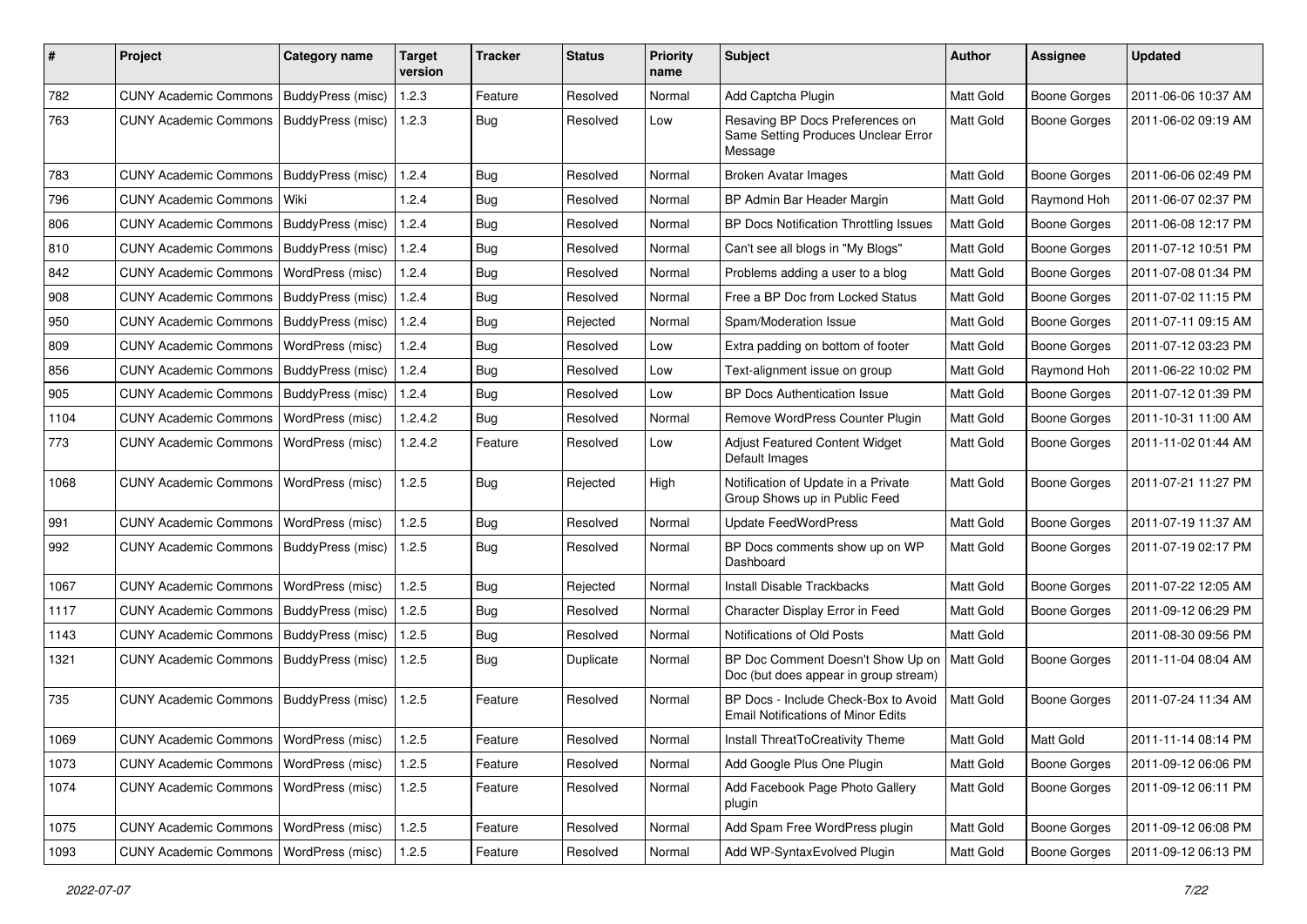| # | Project | Category name | Target version | Tracker | Status | Priority name | Subject | Author | Assignee | Updated |
|---|---|---|---|---|---|---|---|---|---|---|
| 782 | CUNY Academic Commons | BuddyPress (misc) | 1.2.3 | Feature | Resolved | Normal | Add Captcha Plugin | Matt Gold | Boone Gorges | 2011-06-06 10:37 AM |
| 763 | CUNY Academic Commons | BuddyPress (misc) | 1.2.3 | Bug | Resolved | Low | Resaving BP Docs Preferences on Same Setting Produces Unclear Error Message | Matt Gold | Boone Gorges | 2011-06-02 09:19 AM |
| 783 | CUNY Academic Commons | BuddyPress (misc) | 1.2.4 | Bug | Resolved | Normal | Broken Avatar Images | Matt Gold | Boone Gorges | 2011-06-06 02:49 PM |
| 796 | CUNY Academic Commons | Wiki | 1.2.4 | Bug | Resolved | Normal | BP Admin Bar Header Margin | Matt Gold | Raymond Hoh | 2011-06-07 02:37 PM |
| 806 | CUNY Academic Commons | BuddyPress (misc) | 1.2.4 | Bug | Resolved | Normal | BP Docs Notification Throttling Issues | Matt Gold | Boone Gorges | 2011-06-08 12:17 PM |
| 810 | CUNY Academic Commons | BuddyPress (misc) | 1.2.4 | Bug | Resolved | Normal | Can't see all blogs in "My Blogs" | Matt Gold | Boone Gorges | 2011-07-12 10:51 PM |
| 842 | CUNY Academic Commons | WordPress (misc) | 1.2.4 | Bug | Resolved | Normal | Problems adding a user to a blog | Matt Gold | Boone Gorges | 2011-07-08 01:34 PM |
| 908 | CUNY Academic Commons | BuddyPress (misc) | 1.2.4 | Bug | Resolved | Normal | Free a BP Doc from Locked Status | Matt Gold | Boone Gorges | 2011-07-02 11:15 PM |
| 950 | CUNY Academic Commons | BuddyPress (misc) | 1.2.4 | Bug | Rejected | Normal | Spam/Moderation Issue | Matt Gold | Boone Gorges | 2011-07-11 09:15 AM |
| 809 | CUNY Academic Commons | WordPress (misc) | 1.2.4 | Bug | Resolved | Low | Extra padding on bottom of footer | Matt Gold | Boone Gorges | 2011-07-12 03:23 PM |
| 856 | CUNY Academic Commons | BuddyPress (misc) | 1.2.4 | Bug | Resolved | Low | Text-alignment issue on group | Matt Gold | Raymond Hoh | 2011-06-22 10:02 PM |
| 905 | CUNY Academic Commons | BuddyPress (misc) | 1.2.4 | Bug | Resolved | Low | BP Docs Authentication Issue | Matt Gold | Boone Gorges | 2011-07-12 01:39 PM |
| 1104 | CUNY Academic Commons | WordPress (misc) | 1.2.4.2 | Bug | Resolved | Normal | Remove WordPress Counter Plugin | Matt Gold | Boone Gorges | 2011-10-31 11:00 AM |
| 773 | CUNY Academic Commons | WordPress (misc) | 1.2.4.2 | Feature | Resolved | Low | Adjust Featured Content Widget Default Images | Matt Gold | Boone Gorges | 2011-11-02 01:44 AM |
| 1068 | CUNY Academic Commons | WordPress (misc) | 1.2.5 | Bug | Rejected | High | Notification of Update in a Private Group Shows up in Public Feed | Matt Gold | Boone Gorges | 2011-07-21 11:27 PM |
| 991 | CUNY Academic Commons | WordPress (misc) | 1.2.5 | Bug | Resolved | Normal | Update FeedWordPress | Matt Gold | Boone Gorges | 2011-07-19 11:37 AM |
| 992 | CUNY Academic Commons | BuddyPress (misc) | 1.2.5 | Bug | Resolved | Normal | BP Docs comments show up on WP Dashboard | Matt Gold | Boone Gorges | 2011-07-19 02:17 PM |
| 1067 | CUNY Academic Commons | WordPress (misc) | 1.2.5 | Bug | Rejected | Normal | Install Disable Trackbacks | Matt Gold | Boone Gorges | 2011-07-22 12:05 AM |
| 1117 | CUNY Academic Commons | BuddyPress (misc) | 1.2.5 | Bug | Resolved | Normal | Character Display Error in Feed | Matt Gold | Boone Gorges | 2011-09-12 06:29 PM |
| 1143 | CUNY Academic Commons | BuddyPress (misc) | 1.2.5 | Bug | Resolved | Normal | Notifications of Old Posts | Matt Gold | | 2011-08-30 09:56 PM |
| 1321 | CUNY Academic Commons | BuddyPress (misc) | 1.2.5 | Bug | Duplicate | Normal | BP Doc Comment Doesn't Show Up on Doc (but does appear in group stream) | Matt Gold | Boone Gorges | 2011-11-04 08:04 AM |
| 735 | CUNY Academic Commons | BuddyPress (misc) | 1.2.5 | Feature | Resolved | Normal | BP Docs - Include Check-Box to Avoid Email Notifications of Minor Edits | Matt Gold | Boone Gorges | 2011-07-24 11:34 AM |
| 1069 | CUNY Academic Commons | WordPress (misc) | 1.2.5 | Feature | Resolved | Normal | Install ThreatToCreativity Theme | Matt Gold | Matt Gold | 2011-11-14 08:14 PM |
| 1073 | CUNY Academic Commons | WordPress (misc) | 1.2.5 | Feature | Resolved | Normal | Add Google Plus One Plugin | Matt Gold | Boone Gorges | 2011-09-12 06:06 PM |
| 1074 | CUNY Academic Commons | WordPress (misc) | 1.2.5 | Feature | Resolved | Normal | Add Facebook Page Photo Gallery plugin | Matt Gold | Boone Gorges | 2011-09-12 06:11 PM |
| 1075 | CUNY Academic Commons | WordPress (misc) | 1.2.5 | Feature | Resolved | Normal | Add Spam Free WordPress plugin | Matt Gold | Boone Gorges | 2011-09-12 06:08 PM |
| 1093 | CUNY Academic Commons | WordPress (misc) | 1.2.5 | Feature | Resolved | Normal | Add WP-SyntaxEvolved Plugin | Matt Gold | Boone Gorges | 2011-09-12 06:13 PM |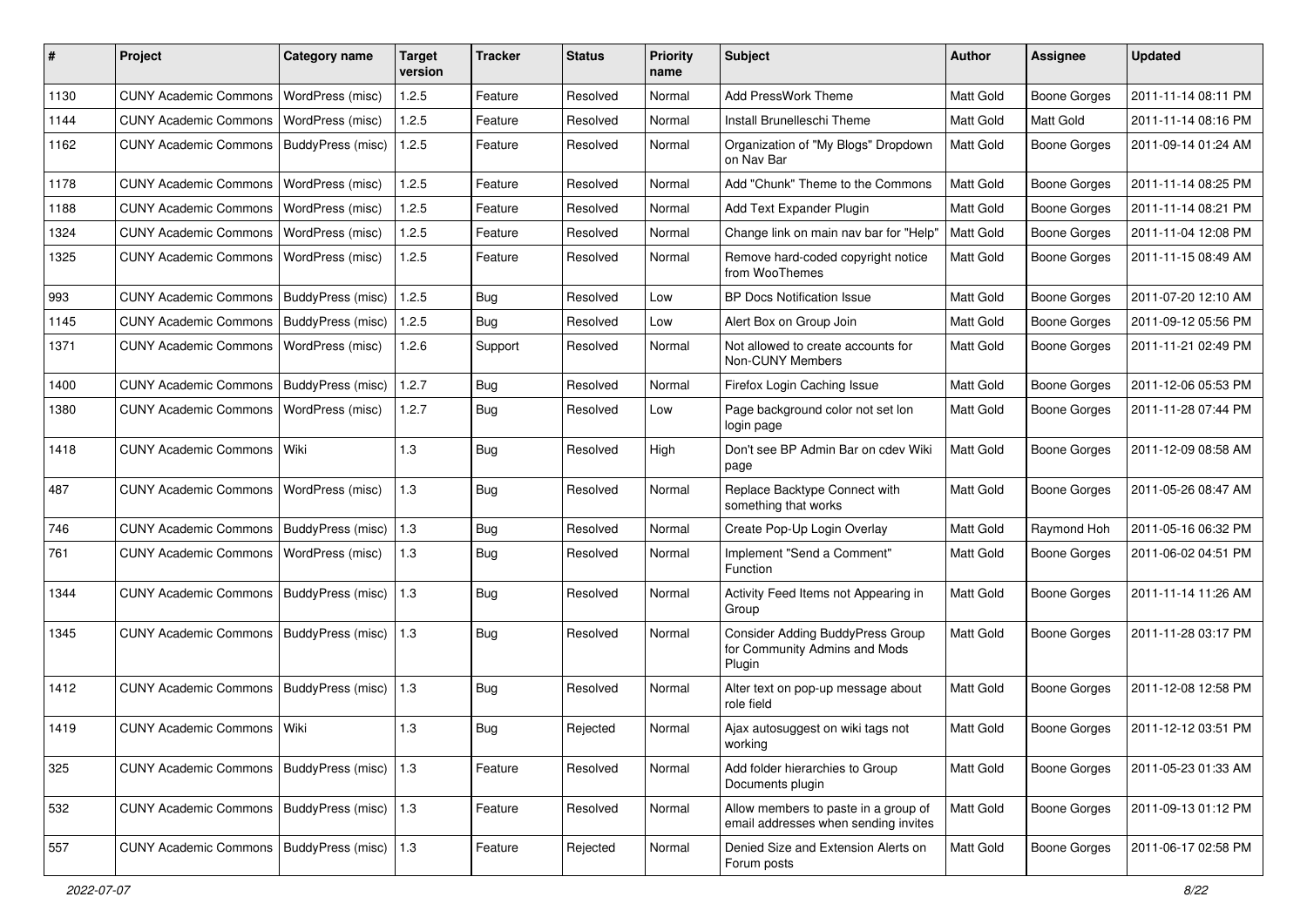| # | Project | Category name | Target version | Tracker | Status | Priority name | Subject | Author | Assignee | Updated |
|---|---|---|---|---|---|---|---|---|---|---|
| 1130 | CUNY Academic Commons | WordPress (misc) | 1.2.5 | Feature | Resolved | Normal | Add PressWork Theme | Matt Gold | Boone Gorges | 2011-11-14 08:11 PM |
| 1144 | CUNY Academic Commons | WordPress (misc) | 1.2.5 | Feature | Resolved | Normal | Install Brunelleschi Theme | Matt Gold | Matt Gold | 2011-11-14 08:16 PM |
| 1162 | CUNY Academic Commons | BuddyPress (misc) | 1.2.5 | Feature | Resolved | Normal | Organization of "My Blogs" Dropdown on Nav Bar | Matt Gold | Boone Gorges | 2011-09-14 01:24 AM |
| 1178 | CUNY Academic Commons | WordPress (misc) | 1.2.5 | Feature | Resolved | Normal | Add "Chunk" Theme to the Commons | Matt Gold | Boone Gorges | 2011-11-14 08:25 PM |
| 1188 | CUNY Academic Commons | WordPress (misc) | 1.2.5 | Feature | Resolved | Normal | Add Text Expander Plugin | Matt Gold | Boone Gorges | 2011-11-14 08:21 PM |
| 1324 | CUNY Academic Commons | WordPress (misc) | 1.2.5 | Feature | Resolved | Normal | Change link on main nav bar for "Help" | Matt Gold | Boone Gorges | 2011-11-04 12:08 PM |
| 1325 | CUNY Academic Commons | WordPress (misc) | 1.2.5 | Feature | Resolved | Normal | Remove hard-coded copyright notice from WooThemes | Matt Gold | Boone Gorges | 2011-11-15 08:49 AM |
| 993 | CUNY Academic Commons | BuddyPress (misc) | 1.2.5 | Bug | Resolved | Low | BP Docs Notification Issue | Matt Gold | Boone Gorges | 2011-07-20 12:10 AM |
| 1145 | CUNY Academic Commons | BuddyPress (misc) | 1.2.5 | Bug | Resolved | Low | Alert Box on Group Join | Matt Gold | Boone Gorges | 2011-09-12 05:56 PM |
| 1371 | CUNY Academic Commons | WordPress (misc) | 1.2.6 | Support | Resolved | Normal | Not allowed to create accounts for Non-CUNY Members | Matt Gold | Boone Gorges | 2011-11-21 02:49 PM |
| 1400 | CUNY Academic Commons | BuddyPress (misc) | 1.2.7 | Bug | Resolved | Normal | Firefox Login Caching Issue | Matt Gold | Boone Gorges | 2011-12-06 05:53 PM |
| 1380 | CUNY Academic Commons | WordPress (misc) | 1.2.7 | Bug | Resolved | Low | Page background color not set lon login page | Matt Gold | Boone Gorges | 2011-11-28 07:44 PM |
| 1418 | CUNY Academic Commons | Wiki | 1.3 | Bug | Resolved | High | Don't see BP Admin Bar on cdev Wiki page | Matt Gold | Boone Gorges | 2011-12-09 08:58 AM |
| 487 | CUNY Academic Commons | WordPress (misc) | 1.3 | Bug | Resolved | Normal | Replace Backtype Connect with something that works | Matt Gold | Boone Gorges | 2011-05-26 08:47 AM |
| 746 | CUNY Academic Commons | BuddyPress (misc) | 1.3 | Bug | Resolved | Normal | Create Pop-Up Login Overlay | Matt Gold | Raymond Hoh | 2011-05-16 06:32 PM |
| 761 | CUNY Academic Commons | WordPress (misc) | 1.3 | Bug | Resolved | Normal | Implement "Send a Comment" Function | Matt Gold | Boone Gorges | 2011-06-02 04:51 PM |
| 1344 | CUNY Academic Commons | BuddyPress (misc) | 1.3 | Bug | Resolved | Normal | Activity Feed Items not Appearing in Group | Matt Gold | Boone Gorges | 2011-11-14 11:26 AM |
| 1345 | CUNY Academic Commons | BuddyPress (misc) | 1.3 | Bug | Resolved | Normal | Consider Adding BuddyPress Group for Community Admins and Mods Plugin | Matt Gold | Boone Gorges | 2011-11-28 03:17 PM |
| 1412 | CUNY Academic Commons | BuddyPress (misc) | 1.3 | Bug | Resolved | Normal | Alter text on pop-up message about role field | Matt Gold | Boone Gorges | 2011-12-08 12:58 PM |
| 1419 | CUNY Academic Commons | Wiki | 1.3 | Bug | Rejected | Normal | Ajax autosuggest on wiki tags not working | Matt Gold | Boone Gorges | 2011-12-12 03:51 PM |
| 325 | CUNY Academic Commons | BuddyPress (misc) | 1.3 | Feature | Resolved | Normal | Add folder hierarchies to Group Documents plugin | Matt Gold | Boone Gorges | 2011-05-23 01:33 AM |
| 532 | CUNY Academic Commons | BuddyPress (misc) | 1.3 | Feature | Resolved | Normal | Allow members to paste in a group of email addresses when sending invites | Matt Gold | Boone Gorges | 2011-09-13 01:12 PM |
| 557 | CUNY Academic Commons | BuddyPress (misc) | 1.3 | Feature | Rejected | Normal | Denied Size and Extension Alerts on Forum posts | Matt Gold | Boone Gorges | 2011-06-17 02:58 PM |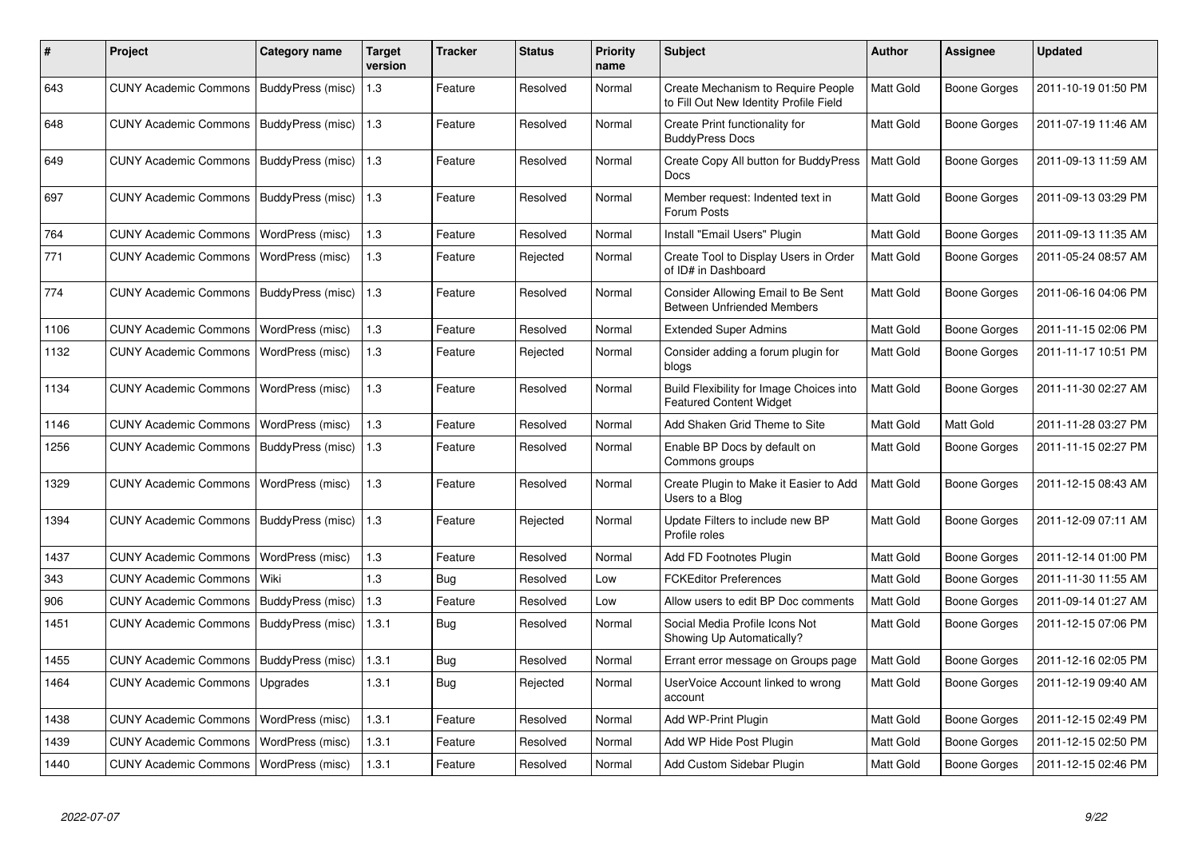| # | Project | Category name | Target version | Tracker | Status | Priority name | Subject | Author | Assignee | Updated |
|---|---|---|---|---|---|---|---|---|---|---|
| 643 | CUNY Academic Commons | BuddyPress (misc) | 1.3 | Feature | Resolved | Normal | Create Mechanism to Require People to Fill Out New Identity Profile Field | Matt Gold | Boone Gorges | 2011-10-19 01:50 PM |
| 648 | CUNY Academic Commons | BuddyPress (misc) | 1.3 | Feature | Resolved | Normal | Create Print functionality for BuddyPress Docs | Matt Gold | Boone Gorges | 2011-07-19 11:46 AM |
| 649 | CUNY Academic Commons | BuddyPress (misc) | 1.3 | Feature | Resolved | Normal | Create Copy All button for BuddyPress Docs | Matt Gold | Boone Gorges | 2011-09-13 11:59 AM |
| 697 | CUNY Academic Commons | BuddyPress (misc) | 1.3 | Feature | Resolved | Normal | Member request: Indented text in Forum Posts | Matt Gold | Boone Gorges | 2011-09-13 03:29 PM |
| 764 | CUNY Academic Commons | WordPress (misc) | 1.3 | Feature | Resolved | Normal | Install "Email Users" Plugin | Matt Gold | Boone Gorges | 2011-09-13 11:35 AM |
| 771 | CUNY Academic Commons | WordPress (misc) | 1.3 | Feature | Rejected | Normal | Create Tool to Display Users in Order of ID# in Dashboard | Matt Gold | Boone Gorges | 2011-05-24 08:57 AM |
| 774 | CUNY Academic Commons | BuddyPress (misc) | 1.3 | Feature | Resolved | Normal | Consider Allowing Email to Be Sent Between Unfriended Members | Matt Gold | Boone Gorges | 2011-06-16 04:06 PM |
| 1106 | CUNY Academic Commons | WordPress (misc) | 1.3 | Feature | Resolved | Normal | Extended Super Admins | Matt Gold | Boone Gorges | 2011-11-15 02:06 PM |
| 1132 | CUNY Academic Commons | WordPress (misc) | 1.3 | Feature | Rejected | Normal | Consider adding a forum plugin for blogs | Matt Gold | Boone Gorges | 2011-11-17 10:51 PM |
| 1134 | CUNY Academic Commons | WordPress (misc) | 1.3 | Feature | Resolved | Normal | Build Flexibility for Image Choices into Featured Content Widget | Matt Gold | Boone Gorges | 2011-11-30 02:27 AM |
| 1146 | CUNY Academic Commons | WordPress (misc) | 1.3 | Feature | Resolved | Normal | Add Shaken Grid Theme to Site | Matt Gold | Matt Gold | 2011-11-28 03:27 PM |
| 1256 | CUNY Academic Commons | BuddyPress (misc) | 1.3 | Feature | Resolved | Normal | Enable BP Docs by default on Commons groups | Matt Gold | Boone Gorges | 2011-11-15 02:27 PM |
| 1329 | CUNY Academic Commons | WordPress (misc) | 1.3 | Feature | Resolved | Normal | Create Plugin to Make it Easier to Add Users to a Blog | Matt Gold | Boone Gorges | 2011-12-15 08:43 AM |
| 1394 | CUNY Academic Commons | BuddyPress (misc) | 1.3 | Feature | Rejected | Normal | Update Filters to include new BP Profile roles | Matt Gold | Boone Gorges | 2011-12-09 07:11 AM |
| 1437 | CUNY Academic Commons | WordPress (misc) | 1.3 | Feature | Resolved | Normal | Add FD Footnotes Plugin | Matt Gold | Boone Gorges | 2011-12-14 01:00 PM |
| 343 | CUNY Academic Commons | Wiki | 1.3 | Bug | Resolved | Low | FCKEditor Preferences | Matt Gold | Boone Gorges | 2011-11-30 11:55 AM |
| 906 | CUNY Academic Commons | BuddyPress (misc) | 1.3 | Feature | Resolved | Low | Allow users to edit BP Doc comments | Matt Gold | Boone Gorges | 2011-09-14 01:27 AM |
| 1451 | CUNY Academic Commons | BuddyPress (misc) | 1.3.1 | Bug | Resolved | Normal | Social Media Profile Icons Not Showing Up Automatically? | Matt Gold | Boone Gorges | 2011-12-15 07:06 PM |
| 1455 | CUNY Academic Commons | BuddyPress (misc) | 1.3.1 | Bug | Resolved | Normal | Errant error message on Groups page | Matt Gold | Boone Gorges | 2011-12-16 02:05 PM |
| 1464 | CUNY Academic Commons | Upgrades | 1.3.1 | Bug | Rejected | Normal | UserVoice Account linked to wrong account | Matt Gold | Boone Gorges | 2011-12-19 09:40 AM |
| 1438 | CUNY Academic Commons | WordPress (misc) | 1.3.1 | Feature | Resolved | Normal | Add WP-Print Plugin | Matt Gold | Boone Gorges | 2011-12-15 02:49 PM |
| 1439 | CUNY Academic Commons | WordPress (misc) | 1.3.1 | Feature | Resolved | Normal | Add WP Hide Post Plugin | Matt Gold | Boone Gorges | 2011-12-15 02:50 PM |
| 1440 | CUNY Academic Commons | WordPress (misc) | 1.3.1 | Feature | Resolved | Normal | Add Custom Sidebar Plugin | Matt Gold | Boone Gorges | 2011-12-15 02:46 PM |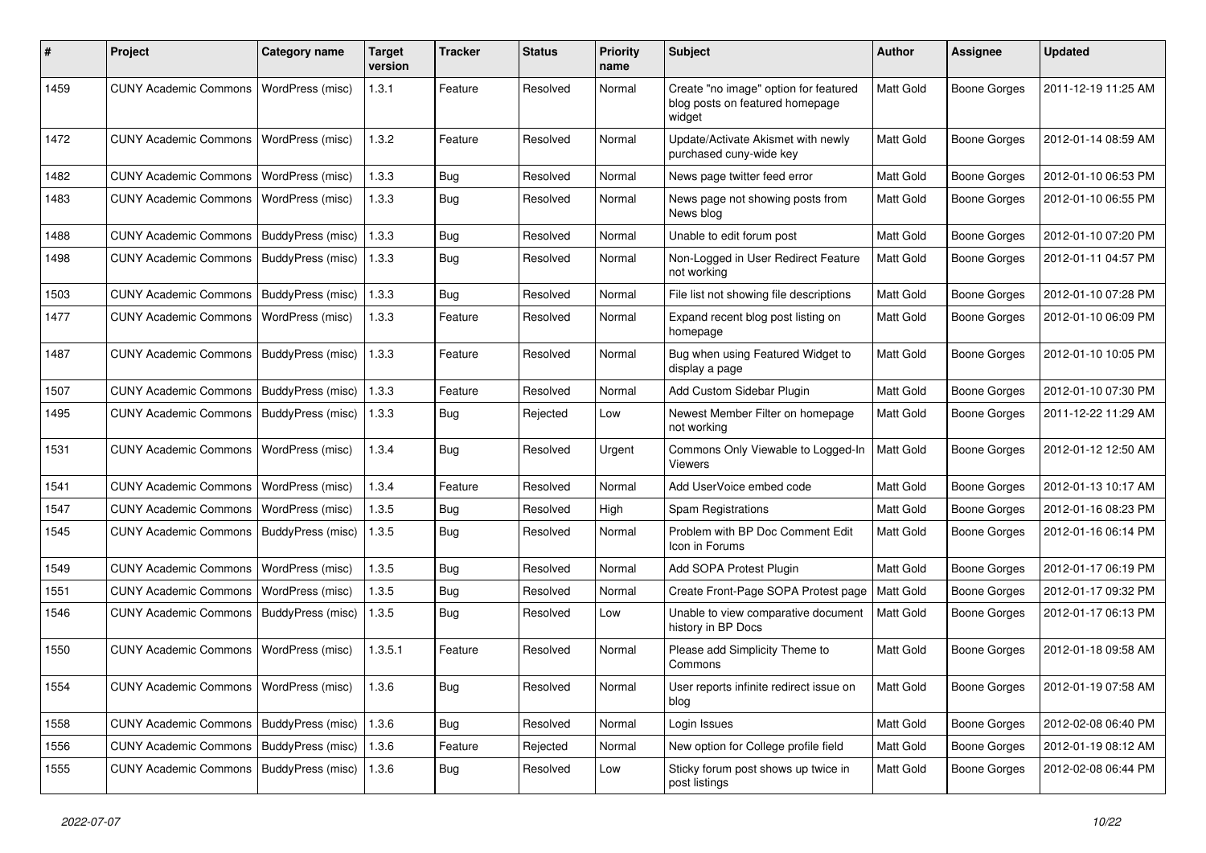| # | Project | Category name | Target version | Tracker | Status | Priority name | Subject | Author | Assignee | Updated |
|---|---|---|---|---|---|---|---|---|---|---|
| 1459 | CUNY Academic Commons | WordPress (misc) | 1.3.1 | Feature | Resolved | Normal | Create "no image" option for featured blog posts on featured homepage widget | Matt Gold | Boone Gorges | 2011-12-19 11:25 AM |
| 1472 | CUNY Academic Commons | WordPress (misc) | 1.3.2 | Feature | Resolved | Normal | Update/Activate Akismet with newly purchased cuny-wide key | Matt Gold | Boone Gorges | 2012-01-14 08:59 AM |
| 1482 | CUNY Academic Commons | WordPress (misc) | 1.3.3 | Bug | Resolved | Normal | News page twitter feed error | Matt Gold | Boone Gorges | 2012-01-10 06:53 PM |
| 1483 | CUNY Academic Commons | WordPress (misc) | 1.3.3 | Bug | Resolved | Normal | News page not showing posts from News blog | Matt Gold | Boone Gorges | 2012-01-10 06:55 PM |
| 1488 | CUNY Academic Commons | BuddyPress (misc) | 1.3.3 | Bug | Resolved | Normal | Unable to edit forum post | Matt Gold | Boone Gorges | 2012-01-10 07:20 PM |
| 1498 | CUNY Academic Commons | BuddyPress (misc) | 1.3.3 | Bug | Resolved | Normal | Non-Logged in User Redirect Feature not working | Matt Gold | Boone Gorges | 2012-01-11 04:57 PM |
| 1503 | CUNY Academic Commons | BuddyPress (misc) | 1.3.3 | Bug | Resolved | Normal | File list not showing file descriptions | Matt Gold | Boone Gorges | 2012-01-10 07:28 PM |
| 1477 | CUNY Academic Commons | WordPress (misc) | 1.3.3 | Feature | Resolved | Normal | Expand recent blog post listing on homepage | Matt Gold | Boone Gorges | 2012-01-10 06:09 PM |
| 1487 | CUNY Academic Commons | BuddyPress (misc) | 1.3.3 | Feature | Resolved | Normal | Bug when using Featured Widget to display a page | Matt Gold | Boone Gorges | 2012-01-10 10:05 PM |
| 1507 | CUNY Academic Commons | BuddyPress (misc) | 1.3.3 | Feature | Resolved | Normal | Add Custom Sidebar Plugin | Matt Gold | Boone Gorges | 2012-01-10 07:30 PM |
| 1495 | CUNY Academic Commons | BuddyPress (misc) | 1.3.3 | Bug | Rejected | Low | Newest Member Filter on homepage not working | Matt Gold | Boone Gorges | 2011-12-22 11:29 AM |
| 1531 | CUNY Academic Commons | WordPress (misc) | 1.3.4 | Bug | Resolved | Urgent | Commons Only Viewable to Logged-In Viewers | Matt Gold | Boone Gorges | 2012-01-12 12:50 AM |
| 1541 | CUNY Academic Commons | WordPress (misc) | 1.3.4 | Feature | Resolved | Normal | Add UserVoice embed code | Matt Gold | Boone Gorges | 2012-01-13 10:17 AM |
| 1547 | CUNY Academic Commons | WordPress (misc) | 1.3.5 | Bug | Resolved | High | Spam Registrations | Matt Gold | Boone Gorges | 2012-01-16 08:23 PM |
| 1545 | CUNY Academic Commons | BuddyPress (misc) | 1.3.5 | Bug | Resolved | Normal | Problem with BP Doc Comment Edit Icon in Forums | Matt Gold | Boone Gorges | 2012-01-16 06:14 PM |
| 1549 | CUNY Academic Commons | WordPress (misc) | 1.3.5 | Bug | Resolved | Normal | Add SOPA Protest Plugin | Matt Gold | Boone Gorges | 2012-01-17 06:19 PM |
| 1551 | CUNY Academic Commons | WordPress (misc) | 1.3.5 | Bug | Resolved | Normal | Create Front-Page SOPA Protest page | Matt Gold | Boone Gorges | 2012-01-17 09:32 PM |
| 1546 | CUNY Academic Commons | BuddyPress (misc) | 1.3.5 | Bug | Resolved | Low | Unable to view comparative document history in BP Docs | Matt Gold | Boone Gorges | 2012-01-17 06:13 PM |
| 1550 | CUNY Academic Commons | WordPress (misc) | 1.3.5.1 | Feature | Resolved | Normal | Please add Simplicity Theme to Commons | Matt Gold | Boone Gorges | 2012-01-18 09:58 AM |
| 1554 | CUNY Academic Commons | WordPress (misc) | 1.3.6 | Bug | Resolved | Normal | User reports infinite redirect issue on blog | Matt Gold | Boone Gorges | 2012-01-19 07:58 AM |
| 1558 | CUNY Academic Commons | BuddyPress (misc) | 1.3.6 | Bug | Resolved | Normal | Login Issues | Matt Gold | Boone Gorges | 2012-02-08 06:40 PM |
| 1556 | CUNY Academic Commons | BuddyPress (misc) | 1.3.6 | Feature | Rejected | Normal | New option for College profile field | Matt Gold | Boone Gorges | 2012-01-19 08:12 AM |
| 1555 | CUNY Academic Commons | BuddyPress (misc) | 1.3.6 | Bug | Resolved | Low | Sticky forum post shows up twice in post listings | Matt Gold | Boone Gorges | 2012-02-08 06:44 PM |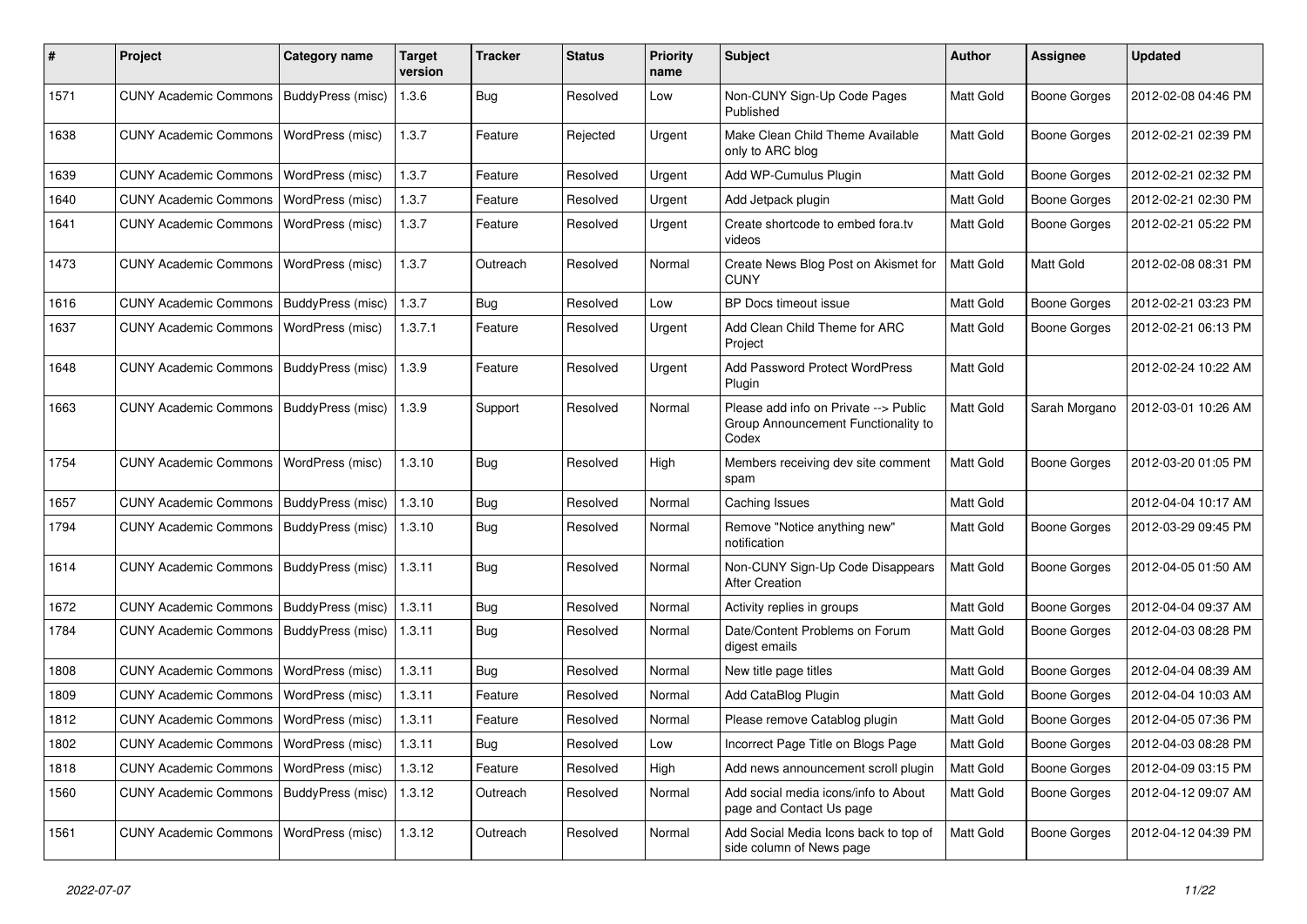| # | Project | Category name | Target version | Tracker | Status | Priority name | Subject | Author | Assignee | Updated |
|---|---|---|---|---|---|---|---|---|---|---|
| 1571 | CUNY Academic Commons | BuddyPress (misc) | 1.3.6 | Bug | Resolved | Low | Non-CUNY Sign-Up Code Pages Published | Matt Gold | Boone Gorges | 2012-02-08 04:46 PM |
| 1638 | CUNY Academic Commons | WordPress (misc) | 1.3.7 | Feature | Rejected | Urgent | Make Clean Child Theme Available only to ARC blog | Matt Gold | Boone Gorges | 2012-02-21 02:39 PM |
| 1639 | CUNY Academic Commons | WordPress (misc) | 1.3.7 | Feature | Resolved | Urgent | Add WP-Cumulus Plugin | Matt Gold | Boone Gorges | 2012-02-21 02:32 PM |
| 1640 | CUNY Academic Commons | WordPress (misc) | 1.3.7 | Feature | Resolved | Urgent | Add Jetpack plugin | Matt Gold | Boone Gorges | 2012-02-21 02:30 PM |
| 1641 | CUNY Academic Commons | WordPress (misc) | 1.3.7 | Feature | Resolved | Urgent | Create shortcode to embed fora.tv videos | Matt Gold | Boone Gorges | 2012-02-21 05:22 PM |
| 1473 | CUNY Academic Commons | WordPress (misc) | 1.3.7 | Outreach | Resolved | Normal | Create News Blog Post on Akismet for CUNY | Matt Gold | Matt Gold | 2012-02-08 08:31 PM |
| 1616 | CUNY Academic Commons | BuddyPress (misc) | 1.3.7 | Bug | Resolved | Low | BP Docs timeout issue | Matt Gold | Boone Gorges | 2012-02-21 03:23 PM |
| 1637 | CUNY Academic Commons | WordPress (misc) | 1.3.7.1 | Feature | Resolved | Urgent | Add Clean Child Theme for ARC Project | Matt Gold | Boone Gorges | 2012-02-21 06:13 PM |
| 1648 | CUNY Academic Commons | BuddyPress (misc) | 1.3.9 | Feature | Resolved | Urgent | Add Password Protect WordPress Plugin | Matt Gold | | 2012-02-24 10:22 AM |
| 1663 | CUNY Academic Commons | BuddyPress (misc) | 1.3.9 | Support | Resolved | Normal | Please add info on Private --> Public Group Announcement Functionality to Codex | Matt Gold | Sarah Morgano | 2012-03-01 10:26 AM |
| 1754 | CUNY Academic Commons | WordPress (misc) | 1.3.10 | Bug | Resolved | High | Members receiving dev site comment spam | Matt Gold | Boone Gorges | 2012-03-20 01:05 PM |
| 1657 | CUNY Academic Commons | BuddyPress (misc) | 1.3.10 | Bug | Resolved | Normal | Caching Issues | Matt Gold | | 2012-04-04 10:17 AM |
| 1794 | CUNY Academic Commons | BuddyPress (misc) | 1.3.10 | Bug | Resolved | Normal | Remove "Notice anything new" notification | Matt Gold | Boone Gorges | 2012-03-29 09:45 PM |
| 1614 | CUNY Academic Commons | BuddyPress (misc) | 1.3.11 | Bug | Resolved | Normal | Non-CUNY Sign-Up Code Disappears After Creation | Matt Gold | Boone Gorges | 2012-04-05 01:50 AM |
| 1672 | CUNY Academic Commons | BuddyPress (misc) | 1.3.11 | Bug | Resolved | Normal | Activity replies in groups | Matt Gold | Boone Gorges | 2012-04-04 09:37 AM |
| 1784 | CUNY Academic Commons | BuddyPress (misc) | 1.3.11 | Bug | Resolved | Normal | Date/Content Problems on Forum digest emails | Matt Gold | Boone Gorges | 2012-04-03 08:28 PM |
| 1808 | CUNY Academic Commons | WordPress (misc) | 1.3.11 | Bug | Resolved | Normal | New title page titles | Matt Gold | Boone Gorges | 2012-04-04 08:39 AM |
| 1809 | CUNY Academic Commons | WordPress (misc) | 1.3.11 | Feature | Resolved | Normal | Add CataBlog Plugin | Matt Gold | Boone Gorges | 2012-04-04 10:03 AM |
| 1812 | CUNY Academic Commons | WordPress (misc) | 1.3.11 | Feature | Resolved | Normal | Please remove Catablog plugin | Matt Gold | Boone Gorges | 2012-04-05 07:36 PM |
| 1802 | CUNY Academic Commons | WordPress (misc) | 1.3.11 | Bug | Resolved | Low | Incorrect Page Title on Blogs Page | Matt Gold | Boone Gorges | 2012-04-03 08:28 PM |
| 1818 | CUNY Academic Commons | WordPress (misc) | 1.3.12 | Feature | Resolved | High | Add news announcement scroll plugin | Matt Gold | Boone Gorges | 2012-04-09 03:15 PM |
| 1560 | CUNY Academic Commons | BuddyPress (misc) | 1.3.12 | Outreach | Resolved | Normal | Add social media icons/info to About page and Contact Us page | Matt Gold | Boone Gorges | 2012-04-12 09:07 AM |
| 1561 | CUNY Academic Commons | WordPress (misc) | 1.3.12 | Outreach | Resolved | Normal | Add Social Media Icons back to top of side column of News page | Matt Gold | Boone Gorges | 2012-04-12 04:39 PM |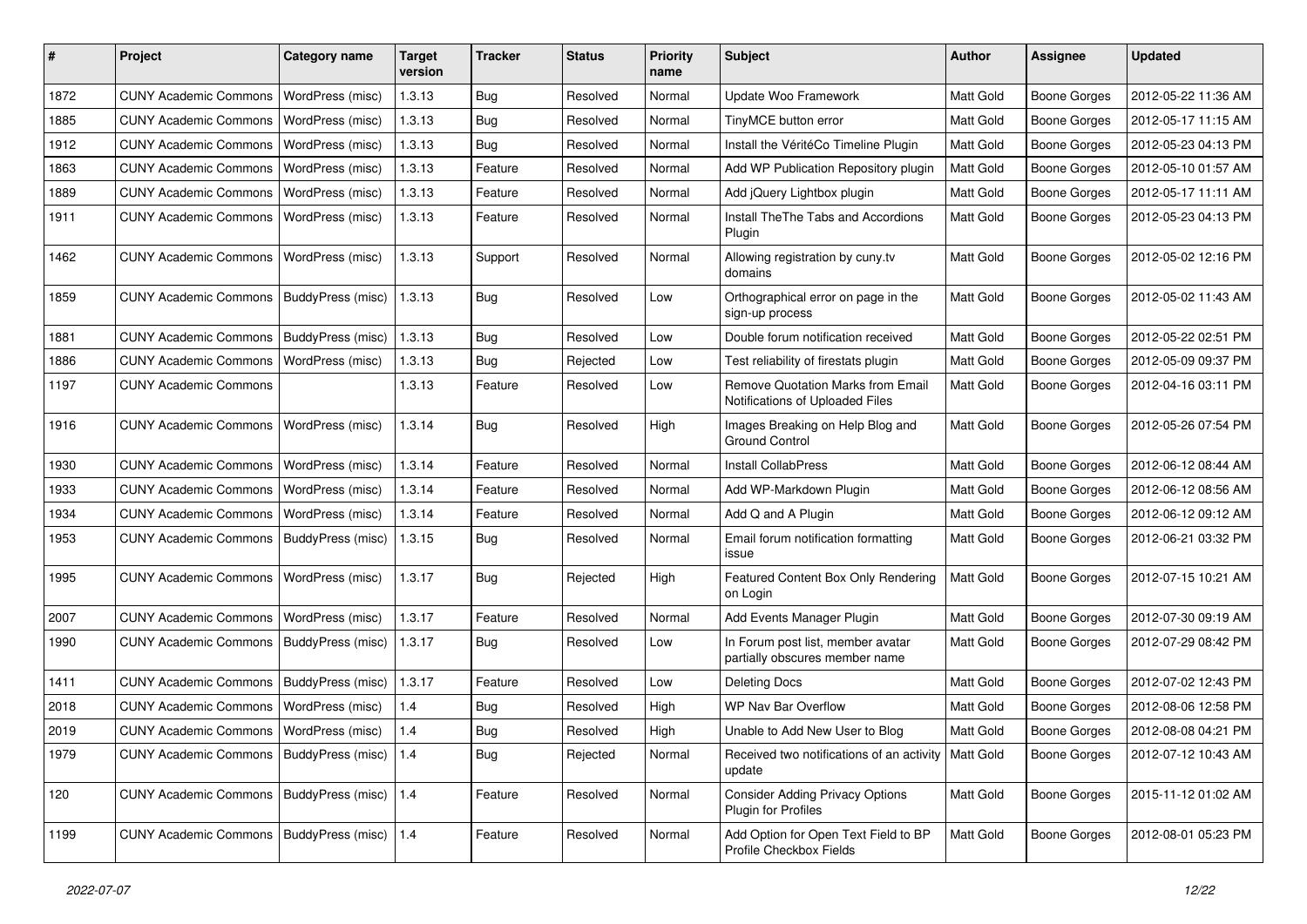| # | Project | Category name | Target version | Tracker | Status | Priority name | Subject | Author | Assignee | Updated |
|---|---|---|---|---|---|---|---|---|---|---|
| 1872 | CUNY Academic Commons | WordPress (misc) | 1.3.13 | Bug | Resolved | Normal | Update Woo Framework | Matt Gold | Boone Gorges | 2012-05-22 11:36 AM |
| 1885 | CUNY Academic Commons | WordPress (misc) | 1.3.13 | Bug | Resolved | Normal | TinyMCE button error | Matt Gold | Boone Gorges | 2012-05-17 11:15 AM |
| 1912 | CUNY Academic Commons | WordPress (misc) | 1.3.13 | Bug | Resolved | Normal | Install the VéritéCo Timeline Plugin | Matt Gold | Boone Gorges | 2012-05-23 04:13 PM |
| 1863 | CUNY Academic Commons | WordPress (misc) | 1.3.13 | Feature | Resolved | Normal | Add WP Publication Repository plugin | Matt Gold | Boone Gorges | 2012-05-10 01:57 AM |
| 1889 | CUNY Academic Commons | WordPress (misc) | 1.3.13 | Feature | Resolved | Normal | Add jQuery Lightbox plugin | Matt Gold | Boone Gorges | 2012-05-17 11:11 AM |
| 1911 | CUNY Academic Commons | WordPress (misc) | 1.3.13 | Feature | Resolved | Normal | Install TheThe Tabs and Accordions Plugin | Matt Gold | Boone Gorges | 2012-05-23 04:13 PM |
| 1462 | CUNY Academic Commons | WordPress (misc) | 1.3.13 | Support | Resolved | Normal | Allowing registration by cuny.tv domains | Matt Gold | Boone Gorges | 2012-05-02 12:16 PM |
| 1859 | CUNY Academic Commons | BuddyPress (misc) | 1.3.13 | Bug | Resolved | Low | Orthographical error on page in the sign-up process | Matt Gold | Boone Gorges | 2012-05-02 11:43 AM |
| 1881 | CUNY Academic Commons | BuddyPress (misc) | 1.3.13 | Bug | Resolved | Low | Double forum notification received | Matt Gold | Boone Gorges | 2012-05-22 02:51 PM |
| 1886 | CUNY Academic Commons | WordPress (misc) | 1.3.13 | Bug | Rejected | Low | Test reliability of firestats plugin | Matt Gold | Boone Gorges | 2012-05-09 09:37 PM |
| 1197 | CUNY Academic Commons | | 1.3.13 | Feature | Resolved | Low | Remove Quotation Marks from Email Notifications of Uploaded Files | Matt Gold | Boone Gorges | 2012-04-16 03:11 PM |
| 1916 | CUNY Academic Commons | WordPress (misc) | 1.3.14 | Bug | Resolved | High | Images Breaking on Help Blog and Ground Control | Matt Gold | Boone Gorges | 2012-05-26 07:54 PM |
| 1930 | CUNY Academic Commons | WordPress (misc) | 1.3.14 | Feature | Resolved | Normal | Install CollabPress | Matt Gold | Boone Gorges | 2012-06-12 08:44 AM |
| 1933 | CUNY Academic Commons | WordPress (misc) | 1.3.14 | Feature | Resolved | Normal | Add WP-Markdown Plugin | Matt Gold | Boone Gorges | 2012-06-12 08:56 AM |
| 1934 | CUNY Academic Commons | WordPress (misc) | 1.3.14 | Feature | Resolved | Normal | Add Q and A Plugin | Matt Gold | Boone Gorges | 2012-06-12 09:12 AM |
| 1953 | CUNY Academic Commons | BuddyPress (misc) | 1.3.15 | Bug | Resolved | Normal | Email forum notification formatting issue | Matt Gold | Boone Gorges | 2012-06-21 03:32 PM |
| 1995 | CUNY Academic Commons | WordPress (misc) | 1.3.17 | Bug | Rejected | High | Featured Content Box Only Rendering on Login | Matt Gold | Boone Gorges | 2012-07-15 10:21 AM |
| 2007 | CUNY Academic Commons | WordPress (misc) | 1.3.17 | Feature | Resolved | Normal | Add Events Manager Plugin | Matt Gold | Boone Gorges | 2012-07-30 09:19 AM |
| 1990 | CUNY Academic Commons | BuddyPress (misc) | 1.3.17 | Bug | Resolved | Low | In Forum post list, member avatar partially obscures member name | Matt Gold | Boone Gorges | 2012-07-29 08:42 PM |
| 1411 | CUNY Academic Commons | BuddyPress (misc) | 1.3.17 | Feature | Resolved | Low | Deleting Docs | Matt Gold | Boone Gorges | 2012-07-02 12:43 PM |
| 2018 | CUNY Academic Commons | WordPress (misc) | 1.4 | Bug | Resolved | High | WP Nav Bar Overflow | Matt Gold | Boone Gorges | 2012-08-06 12:58 PM |
| 2019 | CUNY Academic Commons | WordPress (misc) | 1.4 | Bug | Resolved | High | Unable to Add New User to Blog | Matt Gold | Boone Gorges | 2012-08-08 04:21 PM |
| 1979 | CUNY Academic Commons | BuddyPress (misc) | 1.4 | Bug | Rejected | Normal | Received two notifications of an activity update | Matt Gold | Boone Gorges | 2012-07-12 10:43 AM |
| 120 | CUNY Academic Commons | BuddyPress (misc) | 1.4 | Feature | Resolved | Normal | Consider Adding Privacy Options Plugin for Profiles | Matt Gold | Boone Gorges | 2015-11-12 01:02 AM |
| 1199 | CUNY Academic Commons | BuddyPress (misc) | 1.4 | Feature | Resolved | Normal | Add Option for Open Text Field to BP Profile Checkbox Fields | Matt Gold | Boone Gorges | 2012-08-01 05:23 PM |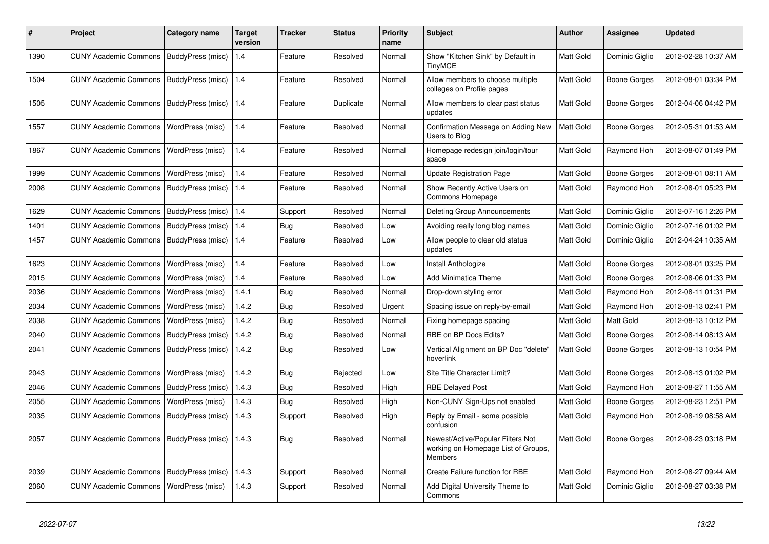| # | Project | Category name | Target version | Tracker | Status | Priority name | Subject | Author | Assignee | Updated |
|---|---|---|---|---|---|---|---|---|---|---|
| 1390 | CUNY Academic Commons | BuddyPress (misc) | 1.4 | Feature | Resolved | Normal | Show "Kitchen Sink" by Default in TinyMCE | Matt Gold | Dominic Giglio | 2012-02-28 10:37 AM |
| 1504 | CUNY Academic Commons | BuddyPress (misc) | 1.4 | Feature | Resolved | Normal | Allow members to choose multiple colleges on Profile pages | Matt Gold | Boone Gorges | 2012-08-01 03:34 PM |
| 1505 | CUNY Academic Commons | BuddyPress (misc) | 1.4 | Feature | Duplicate | Normal | Allow members to clear past status updates | Matt Gold | Boone Gorges | 2012-04-06 04:42 PM |
| 1557 | CUNY Academic Commons | WordPress (misc) | 1.4 | Feature | Resolved | Normal | Confirmation Message on Adding New Users to Blog | Matt Gold | Boone Gorges | 2012-05-31 01:53 AM |
| 1867 | CUNY Academic Commons | WordPress (misc) | 1.4 | Feature | Resolved | Normal | Homepage redesign join/login/tour space | Matt Gold | Raymond Hoh | 2012-08-07 01:49 PM |
| 1999 | CUNY Academic Commons | WordPress (misc) | 1.4 | Feature | Resolved | Normal | Update Registration Page | Matt Gold | Boone Gorges | 2012-08-01 08:11 AM |
| 2008 | CUNY Academic Commons | BuddyPress (misc) | 1.4 | Feature | Resolved | Normal | Show Recently Active Users on Commons Homepage | Matt Gold | Raymond Hoh | 2012-08-01 05:23 PM |
| 1629 | CUNY Academic Commons | BuddyPress (misc) | 1.4 | Support | Resolved | Normal | Deleting Group Announcements | Matt Gold | Dominic Giglio | 2012-07-16 12:26 PM |
| 1401 | CUNY Academic Commons | BuddyPress (misc) | 1.4 | Bug | Resolved | Low | Avoiding really long blog names | Matt Gold | Dominic Giglio | 2012-07-16 01:02 PM |
| 1457 | CUNY Academic Commons | BuddyPress (misc) | 1.4 | Feature | Resolved | Low | Allow people to clear old status updates | Matt Gold | Dominic Giglio | 2012-04-24 10:35 AM |
| 1623 | CUNY Academic Commons | WordPress (misc) | 1.4 | Feature | Resolved | Low | Install Anthologize | Matt Gold | Boone Gorges | 2012-08-01 03:25 PM |
| 2015 | CUNY Academic Commons | WordPress (misc) | 1.4 | Feature | Resolved | Low | Add Minimatica Theme | Matt Gold | Boone Gorges | 2012-08-06 01:33 PM |
| 2036 | CUNY Academic Commons | WordPress (misc) | 1.4.1 | Bug | Resolved | Normal | Drop-down styling error | Matt Gold | Raymond Hoh | 2012-08-11 01:31 PM |
| 2034 | CUNY Academic Commons | WordPress (misc) | 1.4.2 | Bug | Resolved | Urgent | Spacing issue on reply-by-email | Matt Gold | Raymond Hoh | 2012-08-13 02:41 PM |
| 2038 | CUNY Academic Commons | WordPress (misc) | 1.4.2 | Bug | Resolved | Normal | Fixing homepage spacing | Matt Gold | Matt Gold | 2012-08-13 10:12 PM |
| 2040 | CUNY Academic Commons | BuddyPress (misc) | 1.4.2 | Bug | Resolved | Normal | RBE on BP Docs Edits? | Matt Gold | Boone Gorges | 2012-08-14 08:13 AM |
| 2041 | CUNY Academic Commons | BuddyPress (misc) | 1.4.2 | Bug | Resolved | Low | Vertical Alignment on BP Doc "delete" hoverlink | Matt Gold | Boone Gorges | 2012-08-13 10:54 PM |
| 2043 | CUNY Academic Commons | WordPress (misc) | 1.4.2 | Bug | Rejected | Low | Site Title Character Limit? | Matt Gold | Boone Gorges | 2012-08-13 01:02 PM |
| 2046 | CUNY Academic Commons | BuddyPress (misc) | 1.4.3 | Bug | Resolved | High | RBE Delayed Post | Matt Gold | Raymond Hoh | 2012-08-27 11:55 AM |
| 2055 | CUNY Academic Commons | WordPress (misc) | 1.4.3 | Bug | Resolved | High | Non-CUNY Sign-Ups not enabled | Matt Gold | Boone Gorges | 2012-08-23 12:51 PM |
| 2035 | CUNY Academic Commons | BuddyPress (misc) | 1.4.3 | Support | Resolved | High | Reply by Email - some possible confusion | Matt Gold | Raymond Hoh | 2012-08-19 08:58 AM |
| 2057 | CUNY Academic Commons | BuddyPress (misc) | 1.4.3 | Bug | Resolved | Normal | Newest/Active/Popular Filters Not working on Homepage List of Groups, Members | Matt Gold | Boone Gorges | 2012-08-23 03:18 PM |
| 2039 | CUNY Academic Commons | BuddyPress (misc) | 1.4.3 | Support | Resolved | Normal | Create Failure function for RBE | Matt Gold | Raymond Hoh | 2012-08-27 09:44 AM |
| 2060 | CUNY Academic Commons | WordPress (misc) | 1.4.3 | Support | Resolved | Normal | Add Digital University Theme to Commons | Matt Gold | Dominic Giglio | 2012-08-27 03:38 PM |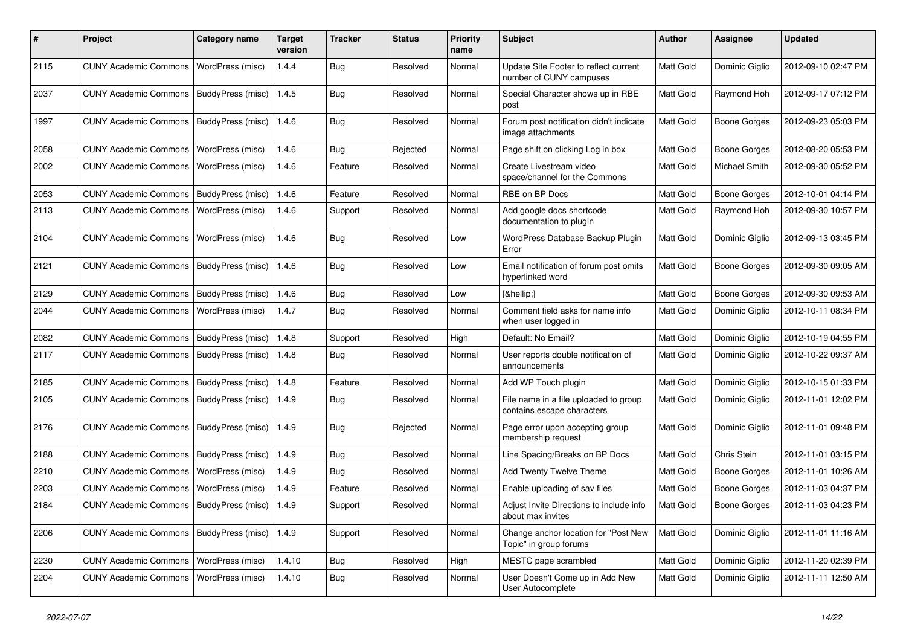| # | Project | Category name | Target version | Tracker | Status | Priority name | Subject | Author | Assignee | Updated |
|---|---|---|---|---|---|---|---|---|---|---|
| 2115 | CUNY Academic Commons | WordPress (misc) | 1.4.4 | Bug | Resolved | Normal | Update Site Footer to reflect current number of CUNY campuses | Matt Gold | Dominic Giglio | 2012-09-10 02:47 PM |
| 2037 | CUNY Academic Commons | BuddyPress (misc) | 1.4.5 | Bug | Resolved | Normal | Special Character shows up in RBE post | Matt Gold | Raymond Hoh | 2012-09-17 07:12 PM |
| 1997 | CUNY Academic Commons | BuddyPress (misc) | 1.4.6 | Bug | Resolved | Normal | Forum post notification didn't indicate image attachments | Matt Gold | Boone Gorges | 2012-09-23 05:03 PM |
| 2058 | CUNY Academic Commons | WordPress (misc) | 1.4.6 | Bug | Rejected | Normal | Page shift on clicking Log in box | Matt Gold | Boone Gorges | 2012-08-20 05:53 PM |
| 2002 | CUNY Academic Commons | WordPress (misc) | 1.4.6 | Feature | Resolved | Normal | Create Livestream video space/channel for the Commons | Matt Gold | Michael Smith | 2012-09-30 05:52 PM |
| 2053 | CUNY Academic Commons | BuddyPress (misc) | 1.4.6 | Feature | Resolved | Normal | RBE on BP Docs | Matt Gold | Boone Gorges | 2012-10-01 04:14 PM |
| 2113 | CUNY Academic Commons | WordPress (misc) | 1.4.6 | Support | Resolved | Normal | Add google docs shortcode documentation to plugin | Matt Gold | Raymond Hoh | 2012-09-30 10:57 PM |
| 2104 | CUNY Academic Commons | WordPress (misc) | 1.4.6 | Bug | Resolved | Low | WordPress Database Backup Plugin Error | Matt Gold | Dominic Giglio | 2012-09-13 03:45 PM |
| 2121 | CUNY Academic Commons | BuddyPress (misc) | 1.4.6 | Bug | Resolved | Low | Email notification of forum post omits hyperlinked word | Matt Gold | Boone Gorges | 2012-09-30 09:05 AM |
| 2129 | CUNY Academic Commons | BuddyPress (misc) | 1.4.6 | Bug | Resolved | Low | [&hellip;] | Matt Gold | Boone Gorges | 2012-09-30 09:53 AM |
| 2044 | CUNY Academic Commons | WordPress (misc) | 1.4.7 | Bug | Resolved | Normal | Comment field asks for name info when user logged in | Matt Gold | Dominic Giglio | 2012-10-11 08:34 PM |
| 2082 | CUNY Academic Commons | BuddyPress (misc) | 1.4.8 | Support | Resolved | High | Default: No Email? | Matt Gold | Dominic Giglio | 2012-10-19 04:55 PM |
| 2117 | CUNY Academic Commons | BuddyPress (misc) | 1.4.8 | Bug | Resolved | Normal | User reports double notification of announcements | Matt Gold | Dominic Giglio | 2012-10-22 09:37 AM |
| 2185 | CUNY Academic Commons | BuddyPress (misc) | 1.4.8 | Feature | Resolved | Normal | Add WP Touch plugin | Matt Gold | Dominic Giglio | 2012-10-15 01:33 PM |
| 2105 | CUNY Academic Commons | BuddyPress (misc) | 1.4.9 | Bug | Resolved | Normal | File name in a file uploaded to group contains escape characters | Matt Gold | Dominic Giglio | 2012-11-01 12:02 PM |
| 2176 | CUNY Academic Commons | BuddyPress (misc) | 1.4.9 | Bug | Rejected | Normal | Page error upon accepting group membership request | Matt Gold | Dominic Giglio | 2012-11-01 09:48 PM |
| 2188 | CUNY Academic Commons | BuddyPress (misc) | 1.4.9 | Bug | Resolved | Normal | Line Spacing/Breaks on BP Docs | Matt Gold | Chris Stein | 2012-11-01 03:15 PM |
| 2210 | CUNY Academic Commons | WordPress (misc) | 1.4.9 | Bug | Resolved | Normal | Add Twenty Twelve Theme | Matt Gold | Boone Gorges | 2012-11-01 10:26 AM |
| 2203 | CUNY Academic Commons | WordPress (misc) | 1.4.9 | Feature | Resolved | Normal | Enable uploading of sav files | Matt Gold | Boone Gorges | 2012-11-03 04:37 PM |
| 2184 | CUNY Academic Commons | BuddyPress (misc) | 1.4.9 | Support | Resolved | Normal | Adjust Invite Directions to include info about max invites | Matt Gold | Boone Gorges | 2012-11-03 04:23 PM |
| 2206 | CUNY Academic Commons | BuddyPress (misc) | 1.4.9 | Support | Resolved | Normal | Change anchor location for "Post New Topic" in group forums | Matt Gold | Dominic Giglio | 2012-11-01 11:16 AM |
| 2230 | CUNY Academic Commons | WordPress (misc) | 1.4.10 | Bug | Resolved | High | MESTC page scrambled | Matt Gold | Dominic Giglio | 2012-11-20 02:39 PM |
| 2204 | CUNY Academic Commons | WordPress (misc) | 1.4.10 | Bug | Resolved | Normal | User Doesn't Come up in Add New User Autocomplete | Matt Gold | Dominic Giglio | 2012-11-11 12:50 AM |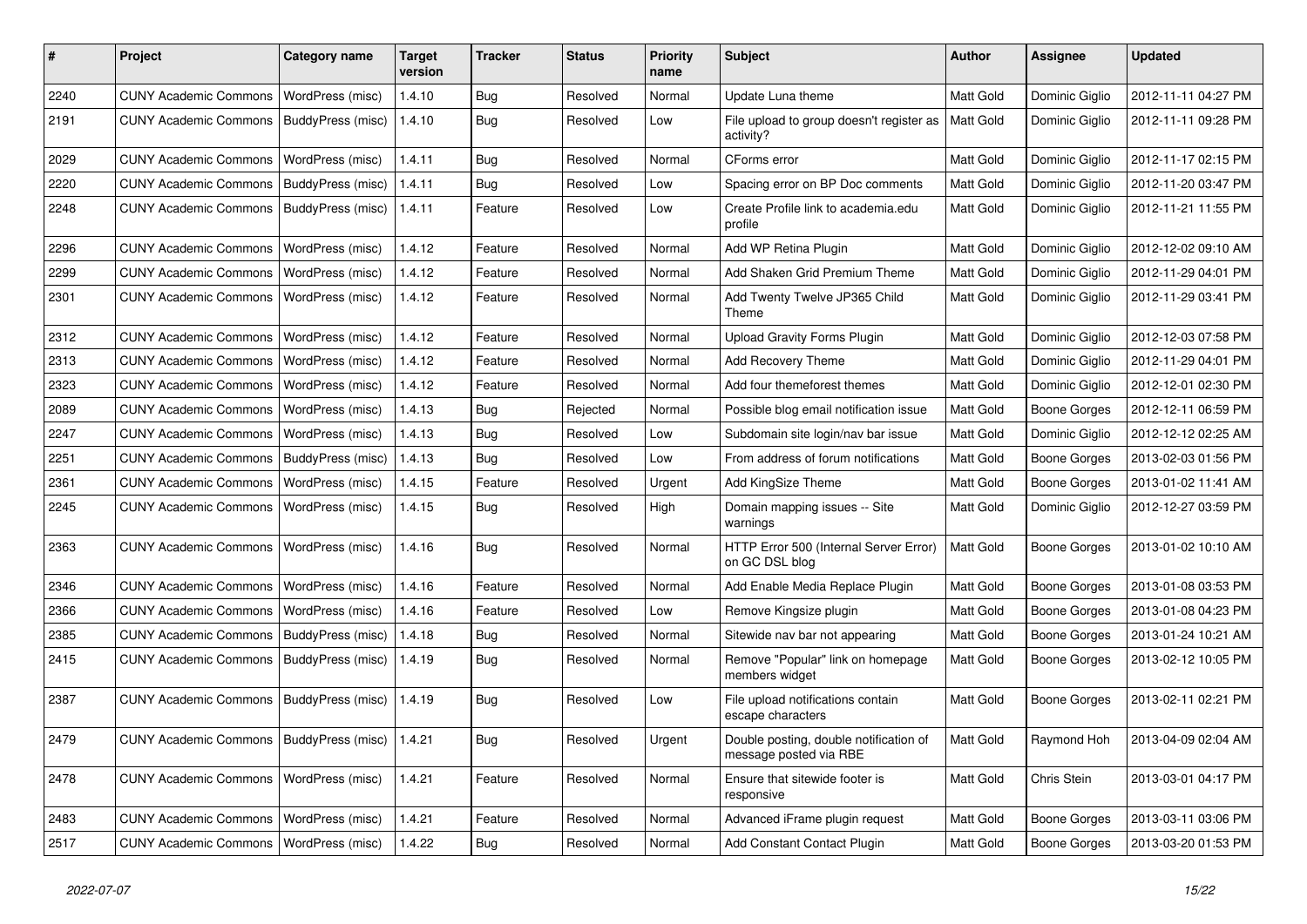| # | Project | Category name | Target version | Tracker | Status | Priority name | Subject | Author | Assignee | Updated |
|---|---|---|---|---|---|---|---|---|---|---|
| 2240 | CUNY Academic Commons | WordPress (misc) | 1.4.10 | Bug | Resolved | Normal | Update Luna theme | Matt Gold | Dominic Giglio | 2012-11-11 04:27 PM |
| 2191 | CUNY Academic Commons | BuddyPress (misc) | 1.4.10 | Bug | Resolved | Low | File upload to group doesn't register as activity? | Matt Gold | Dominic Giglio | 2012-11-11 09:28 PM |
| 2029 | CUNY Academic Commons | WordPress (misc) | 1.4.11 | Bug | Resolved | Normal | CForms error | Matt Gold | Dominic Giglio | 2012-11-17 02:15 PM |
| 2220 | CUNY Academic Commons | BuddyPress (misc) | 1.4.11 | Bug | Resolved | Low | Spacing error on BP Doc comments | Matt Gold | Dominic Giglio | 2012-11-20 03:47 PM |
| 2248 | CUNY Academic Commons | BuddyPress (misc) | 1.4.11 | Feature | Resolved | Low | Create Profile link to academia.edu profile | Matt Gold | Dominic Giglio | 2012-11-21 11:55 PM |
| 2296 | CUNY Academic Commons | WordPress (misc) | 1.4.12 | Feature | Resolved | Normal | Add WP Retina Plugin | Matt Gold | Dominic Giglio | 2012-12-02 09:10 AM |
| 2299 | CUNY Academic Commons | WordPress (misc) | 1.4.12 | Feature | Resolved | Normal | Add Shaken Grid Premium Theme | Matt Gold | Dominic Giglio | 2012-11-29 04:01 PM |
| 2301 | CUNY Academic Commons | WordPress (misc) | 1.4.12 | Feature | Resolved | Normal | Add Twenty Twelve JP365 Child Theme | Matt Gold | Dominic Giglio | 2012-11-29 03:41 PM |
| 2312 | CUNY Academic Commons | WordPress (misc) | 1.4.12 | Feature | Resolved | Normal | Upload Gravity Forms Plugin | Matt Gold | Dominic Giglio | 2012-12-03 07:58 PM |
| 2313 | CUNY Academic Commons | WordPress (misc) | 1.4.12 | Feature | Resolved | Normal | Add Recovery Theme | Matt Gold | Dominic Giglio | 2012-11-29 04:01 PM |
| 2323 | CUNY Academic Commons | WordPress (misc) | 1.4.12 | Feature | Resolved | Normal | Add four themeforest themes | Matt Gold | Dominic Giglio | 2012-12-01 02:30 PM |
| 2089 | CUNY Academic Commons | WordPress (misc) | 1.4.13 | Bug | Rejected | Normal | Possible blog email notification issue | Matt Gold | Boone Gorges | 2012-12-11 06:59 PM |
| 2247 | CUNY Academic Commons | WordPress (misc) | 1.4.13 | Bug | Resolved | Low | Subdomain site login/nav bar issue | Matt Gold | Dominic Giglio | 2012-12-12 02:25 AM |
| 2251 | CUNY Academic Commons | BuddyPress (misc) | 1.4.13 | Bug | Resolved | Low | From address of forum notifications | Matt Gold | Boone Gorges | 2013-02-03 01:56 PM |
| 2361 | CUNY Academic Commons | WordPress (misc) | 1.4.15 | Feature | Resolved | Urgent | Add KingSize Theme | Matt Gold | Boone Gorges | 2013-01-02 11:41 AM |
| 2245 | CUNY Academic Commons | WordPress (misc) | 1.4.15 | Bug | Resolved | High | Domain mapping issues -- Site warnings | Matt Gold | Dominic Giglio | 2012-12-27 03:59 PM |
| 2363 | CUNY Academic Commons | WordPress (misc) | 1.4.16 | Bug | Resolved | Normal | HTTP Error 500 (Internal Server Error) on GC DSL blog | Matt Gold | Boone Gorges | 2013-01-02 10:10 AM |
| 2346 | CUNY Academic Commons | WordPress (misc) | 1.4.16 | Feature | Resolved | Normal | Add Enable Media Replace Plugin | Matt Gold | Boone Gorges | 2013-01-08 03:53 PM |
| 2366 | CUNY Academic Commons | WordPress (misc) | 1.4.16 | Feature | Resolved | Low | Remove Kingsize plugin | Matt Gold | Boone Gorges | 2013-01-08 04:23 PM |
| 2385 | CUNY Academic Commons | BuddyPress (misc) | 1.4.18 | Bug | Resolved | Normal | Sitewide nav bar not appearing | Matt Gold | Boone Gorges | 2013-01-24 10:21 AM |
| 2415 | CUNY Academic Commons | BuddyPress (misc) | 1.4.19 | Bug | Resolved | Normal | Remove "Popular" link on homepage members widget | Matt Gold | Boone Gorges | 2013-02-12 10:05 PM |
| 2387 | CUNY Academic Commons | BuddyPress (misc) | 1.4.19 | Bug | Resolved | Low | File upload notifications contain escape characters | Matt Gold | Boone Gorges | 2013-02-11 02:21 PM |
| 2479 | CUNY Academic Commons | BuddyPress (misc) | 1.4.21 | Bug | Resolved | Urgent | Double posting, double notification of message posted via RBE | Matt Gold | Raymond Hoh | 2013-04-09 02:04 AM |
| 2478 | CUNY Academic Commons | WordPress (misc) | 1.4.21 | Feature | Resolved | Normal | Ensure that sitewide footer is responsive | Matt Gold | Chris Stein | 2013-03-01 04:17 PM |
| 2483 | CUNY Academic Commons | WordPress (misc) | 1.4.21 | Feature | Resolved | Normal | Advanced iFrame plugin request | Matt Gold | Boone Gorges | 2013-03-11 03:06 PM |
| 2517 | CUNY Academic Commons | WordPress (misc) | 1.4.22 | Bug | Resolved | Normal | Add Constant Contact Plugin | Matt Gold | Boone Gorges | 2013-03-20 01:53 PM |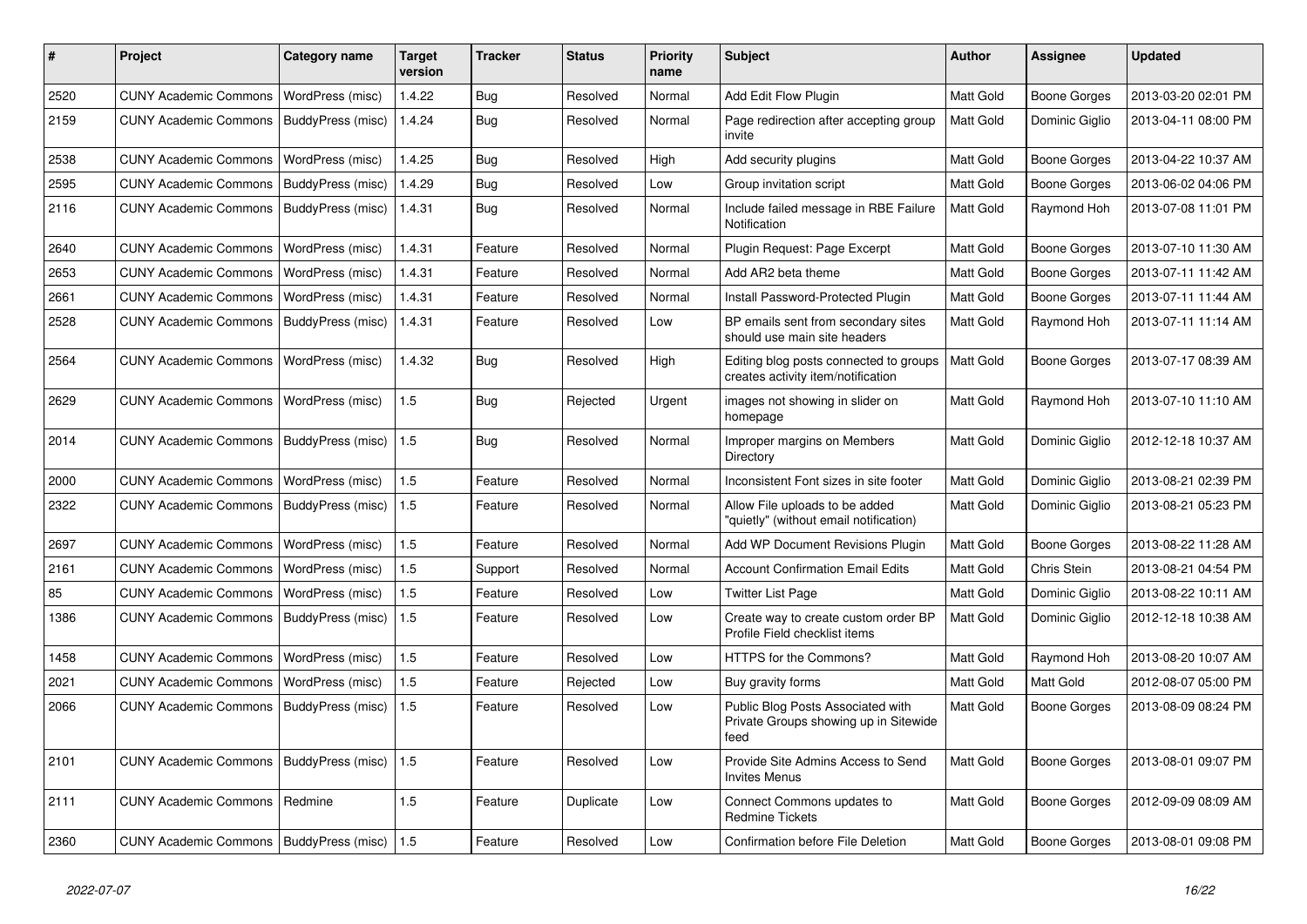| # | Project | Category name | Target version | Tracker | Status | Priority name | Subject | Author | Assignee | Updated |
|---|---|---|---|---|---|---|---|---|---|---|
| 2520 | CUNY Academic Commons | WordPress (misc) | 1.4.22 | Bug | Resolved | Normal | Add Edit Flow Plugin | Matt Gold | Boone Gorges | 2013-03-20 02:01 PM |
| 2159 | CUNY Academic Commons | BuddyPress (misc) | 1.4.24 | Bug | Resolved | Normal | Page redirection after accepting group invite | Matt Gold | Dominic Giglio | 2013-04-11 08:00 PM |
| 2538 | CUNY Academic Commons | WordPress (misc) | 1.4.25 | Bug | Resolved | High | Add security plugins | Matt Gold | Boone Gorges | 2013-04-22 10:37 AM |
| 2595 | CUNY Academic Commons | BuddyPress (misc) | 1.4.29 | Bug | Resolved | Low | Group invitation script | Matt Gold | Boone Gorges | 2013-06-02 04:06 PM |
| 2116 | CUNY Academic Commons | BuddyPress (misc) | 1.4.31 | Bug | Resolved | Normal | Include failed message in RBE Failure Notification | Matt Gold | Raymond Hoh | 2013-07-08 11:01 PM |
| 2640 | CUNY Academic Commons | WordPress (misc) | 1.4.31 | Feature | Resolved | Normal | Plugin Request: Page Excerpt | Matt Gold | Boone Gorges | 2013-07-10 11:30 AM |
| 2653 | CUNY Academic Commons | WordPress (misc) | 1.4.31 | Feature | Resolved | Normal | Add AR2 beta theme | Matt Gold | Boone Gorges | 2013-07-11 11:42 AM |
| 2661 | CUNY Academic Commons | WordPress (misc) | 1.4.31 | Feature | Resolved | Normal | Install Password-Protected Plugin | Matt Gold | Boone Gorges | 2013-07-11 11:44 AM |
| 2528 | CUNY Academic Commons | BuddyPress (misc) | 1.4.31 | Feature | Resolved | Low | BP emails sent from secondary sites should use main site headers | Matt Gold | Raymond Hoh | 2013-07-11 11:14 AM |
| 2564 | CUNY Academic Commons | WordPress (misc) | 1.4.32 | Bug | Resolved | High | Editing blog posts connected to groups creates activity item/notification | Matt Gold | Boone Gorges | 2013-07-17 08:39 AM |
| 2629 | CUNY Academic Commons | WordPress (misc) | 1.5 | Bug | Rejected | Urgent | images not showing in slider on homepage | Matt Gold | Raymond Hoh | 2013-07-10 11:10 AM |
| 2014 | CUNY Academic Commons | BuddyPress (misc) | 1.5 | Bug | Resolved | Normal | Improper margins on Members Directory | Matt Gold | Dominic Giglio | 2012-12-18 10:37 AM |
| 2000 | CUNY Academic Commons | WordPress (misc) | 1.5 | Feature | Resolved | Normal | Inconsistent Font sizes in site footer | Matt Gold | Dominic Giglio | 2013-08-21 02:39 PM |
| 2322 | CUNY Academic Commons | BuddyPress (misc) | 1.5 | Feature | Resolved | Normal | Allow File uploads to be added "quietly" (without email notification) | Matt Gold | Dominic Giglio | 2013-08-21 05:23 PM |
| 2697 | CUNY Academic Commons | WordPress (misc) | 1.5 | Feature | Resolved | Normal | Add WP Document Revisions Plugin | Matt Gold | Boone Gorges | 2013-08-22 11:28 AM |
| 2161 | CUNY Academic Commons | WordPress (misc) | 1.5 | Support | Resolved | Normal | Account Confirmation Email Edits | Matt Gold | Chris Stein | 2013-08-21 04:54 PM |
| 85 | CUNY Academic Commons | WordPress (misc) | 1.5 | Feature | Resolved | Low | Twitter List Page | Matt Gold | Dominic Giglio | 2013-08-22 10:11 AM |
| 1386 | CUNY Academic Commons | BuddyPress (misc) | 1.5 | Feature | Resolved | Low | Create way to create custom order BP Profile Field checklist items | Matt Gold | Dominic Giglio | 2012-12-18 10:38 AM |
| 1458 | CUNY Academic Commons | WordPress (misc) | 1.5 | Feature | Resolved | Low | HTTPS for the Commons? | Matt Gold | Raymond Hoh | 2013-08-20 10:07 AM |
| 2021 | CUNY Academic Commons | WordPress (misc) | 1.5 | Feature | Rejected | Low | Buy gravity forms | Matt Gold | Matt Gold | 2012-08-07 05:00 PM |
| 2066 | CUNY Academic Commons | BuddyPress (misc) | 1.5 | Feature | Resolved | Low | Public Blog Posts Associated with Private Groups showing up in Sitewide feed | Matt Gold | Boone Gorges | 2013-08-09 08:24 PM |
| 2101 | CUNY Academic Commons | BuddyPress (misc) | 1.5 | Feature | Resolved | Low | Provide Site Admins Access to Send Invites Menus | Matt Gold | Boone Gorges | 2013-08-01 09:07 PM |
| 2111 | CUNY Academic Commons | Redmine | 1.5 | Feature | Duplicate | Low | Connect Commons updates to Redmine Tickets | Matt Gold | Boone Gorges | 2012-09-09 08:09 AM |
| 2360 | CUNY Academic Commons | BuddyPress (misc) | 1.5 | Feature | Resolved | Low | Confirmation before File Deletion | Matt Gold | Boone Gorges | 2013-08-01 09:08 PM |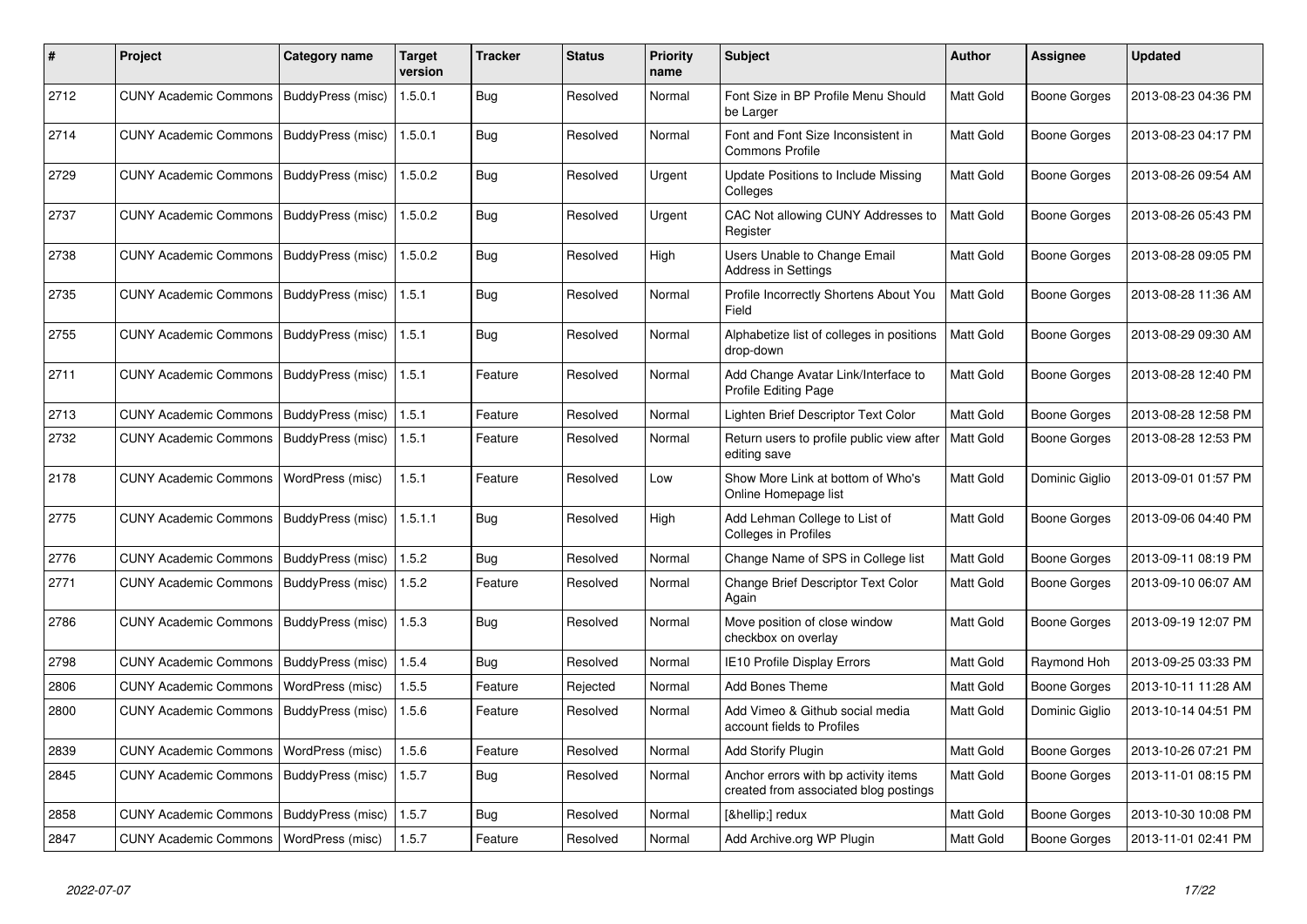| # | Project | Category name | Target version | Tracker | Status | Priority name | Subject | Author | Assignee | Updated |
|---|---|---|---|---|---|---|---|---|---|---|
| 2712 | CUNY Academic Commons | BuddyPress (misc) | 1.5.0.1 | Bug | Resolved | Normal | Font Size in BP Profile Menu Should be Larger | Matt Gold | Boone Gorges | 2013-08-23 04:36 PM |
| 2714 | CUNY Academic Commons | BuddyPress (misc) | 1.5.0.1 | Bug | Resolved | Normal | Font and Font Size Inconsistent in Commons Profile | Matt Gold | Boone Gorges | 2013-08-23 04:17 PM |
| 2729 | CUNY Academic Commons | BuddyPress (misc) | 1.5.0.2 | Bug | Resolved | Urgent | Update Positions to Include Missing Colleges | Matt Gold | Boone Gorges | 2013-08-26 09:54 AM |
| 2737 | CUNY Academic Commons | BuddyPress (misc) | 1.5.0.2 | Bug | Resolved | Urgent | CAC Not allowing CUNY Addresses to Register | Matt Gold | Boone Gorges | 2013-08-26 05:43 PM |
| 2738 | CUNY Academic Commons | BuddyPress (misc) | 1.5.0.2 | Bug | Resolved | High | Users Unable to Change Email Address in Settings | Matt Gold | Boone Gorges | 2013-08-28 09:05 PM |
| 2735 | CUNY Academic Commons | BuddyPress (misc) | 1.5.1 | Bug | Resolved | Normal | Profile Incorrectly Shortens About You Field | Matt Gold | Boone Gorges | 2013-08-28 11:36 AM |
| 2755 | CUNY Academic Commons | BuddyPress (misc) | 1.5.1 | Bug | Resolved | Normal | Alphabetize list of colleges in positions drop-down | Matt Gold | Boone Gorges | 2013-08-29 09:30 AM |
| 2711 | CUNY Academic Commons | BuddyPress (misc) | 1.5.1 | Feature | Resolved | Normal | Add Change Avatar Link/Interface to Profile Editing Page | Matt Gold | Boone Gorges | 2013-08-28 12:40 PM |
| 2713 | CUNY Academic Commons | BuddyPress (misc) | 1.5.1 | Feature | Resolved | Normal | Lighten Brief Descriptor Text Color | Matt Gold | Boone Gorges | 2013-08-28 12:58 PM |
| 2732 | CUNY Academic Commons | BuddyPress (misc) | 1.5.1 | Feature | Resolved | Normal | Return users to profile public view after editing save | Matt Gold | Boone Gorges | 2013-08-28 12:53 PM |
| 2178 | CUNY Academic Commons | WordPress (misc) | 1.5.1 | Feature | Resolved | Low | Show More Link at bottom of Who's Online Homepage list | Matt Gold | Dominic Giglio | 2013-09-01 01:57 PM |
| 2775 | CUNY Academic Commons | BuddyPress (misc) | 1.5.1.1 | Bug | Resolved | High | Add Lehman College to List of Colleges in Profiles | Matt Gold | Boone Gorges | 2013-09-06 04:40 PM |
| 2776 | CUNY Academic Commons | BuddyPress (misc) | 1.5.2 | Bug | Resolved | Normal | Change Name of SPS in College list | Matt Gold | Boone Gorges | 2013-09-11 08:19 PM |
| 2771 | CUNY Academic Commons | BuddyPress (misc) | 1.5.2 | Feature | Resolved | Normal | Change Brief Descriptor Text Color Again | Matt Gold | Boone Gorges | 2013-09-10 06:07 AM |
| 2786 | CUNY Academic Commons | BuddyPress (misc) | 1.5.3 | Bug | Resolved | Normal | Move position of close window checkbox on overlay | Matt Gold | Boone Gorges | 2013-09-19 12:07 PM |
| 2798 | CUNY Academic Commons | BuddyPress (misc) | 1.5.4 | Bug | Resolved | Normal | IE10 Profile Display Errors | Matt Gold | Raymond Hoh | 2013-09-25 03:33 PM |
| 2806 | CUNY Academic Commons | WordPress (misc) | 1.5.5 | Feature | Rejected | Normal | Add Bones Theme | Matt Gold | Boone Gorges | 2013-10-11 11:28 AM |
| 2800 | CUNY Academic Commons | BuddyPress (misc) | 1.5.6 | Feature | Resolved | Normal | Add Vimeo & Github social media account fields to Profiles | Matt Gold | Dominic Giglio | 2013-10-14 04:51 PM |
| 2839 | CUNY Academic Commons | WordPress (misc) | 1.5.6 | Feature | Resolved | Normal | Add Storify Plugin | Matt Gold | Boone Gorges | 2013-10-26 07:21 PM |
| 2845 | CUNY Academic Commons | BuddyPress (misc) | 1.5.7 | Bug | Resolved | Normal | Anchor errors with bp activity items created from associated blog postings | Matt Gold | Boone Gorges | 2013-11-01 08:15 PM |
| 2858 | CUNY Academic Commons | BuddyPress (misc) | 1.5.7 | Bug | Resolved | Normal | [&hellip;] redux | Matt Gold | Boone Gorges | 2013-10-30 10:08 PM |
| 2847 | CUNY Academic Commons | WordPress (misc) | 1.5.7 | Feature | Resolved | Normal | Add Archive.org WP Plugin | Matt Gold | Boone Gorges | 2013-11-01 02:41 PM |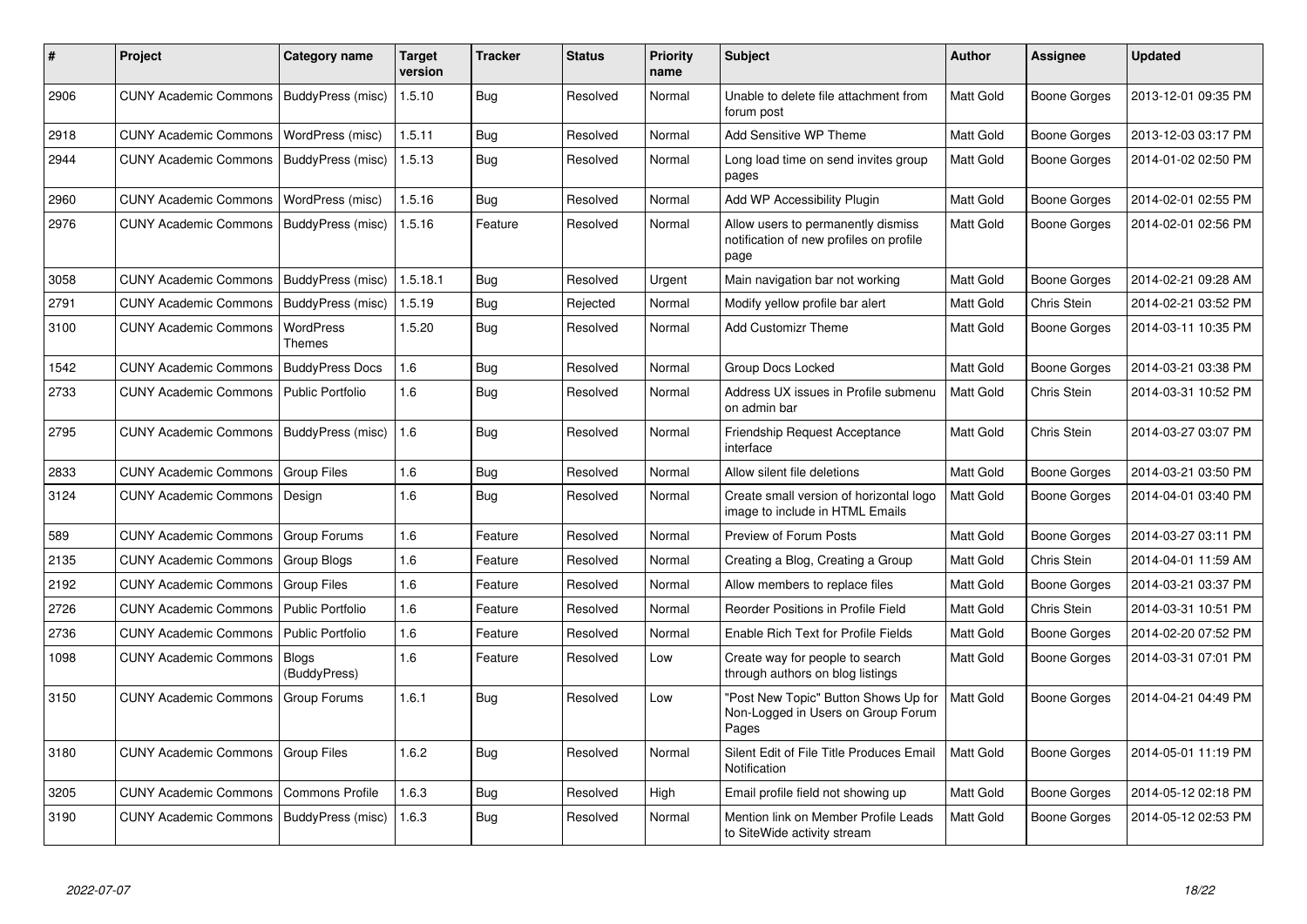| # | Project | Category name | Target version | Tracker | Status | Priority name | Subject | Author | Assignee | Updated |
|---|---|---|---|---|---|---|---|---|---|---|
| 2906 | CUNY Academic Commons | BuddyPress (misc) | 1.5.10 | Bug | Resolved | Normal | Unable to delete file attachment from forum post | Matt Gold | Boone Gorges | 2013-12-01 09:35 PM |
| 2918 | CUNY Academic Commons | WordPress (misc) | 1.5.11 | Bug | Resolved | Normal | Add Sensitive WP Theme | Matt Gold | Boone Gorges | 2013-12-03 03:17 PM |
| 2944 | CUNY Academic Commons | BuddyPress (misc) | 1.5.13 | Bug | Resolved | Normal | Long load time on send invites group pages | Matt Gold | Boone Gorges | 2014-01-02 02:50 PM |
| 2960 | CUNY Academic Commons | WordPress (misc) | 1.5.16 | Bug | Resolved | Normal | Add WP Accessibility Plugin | Matt Gold | Boone Gorges | 2014-02-01 02:55 PM |
| 2976 | CUNY Academic Commons | BuddyPress (misc) | 1.5.16 | Feature | Resolved | Normal | Allow users to permanently dismiss notification of new profiles on profile page | Matt Gold | Boone Gorges | 2014-02-01 02:56 PM |
| 3058 | CUNY Academic Commons | BuddyPress (misc) | 1.5.18.1 | Bug | Resolved | Urgent | Main navigation bar not working | Matt Gold | Boone Gorges | 2014-02-21 09:28 AM |
| 2791 | CUNY Academic Commons | BuddyPress (misc) | 1.5.19 | Bug | Rejected | Normal | Modify yellow profile bar alert | Matt Gold | Chris Stein | 2014-02-21 03:52 PM |
| 3100 | CUNY Academic Commons | WordPress Themes | 1.5.20 | Bug | Resolved | Normal | Add Customizr Theme | Matt Gold | Boone Gorges | 2014-03-11 10:35 PM |
| 1542 | CUNY Academic Commons | BuddyPress Docs | 1.6 | Bug | Resolved | Normal | Group Docs Locked | Matt Gold | Boone Gorges | 2014-03-21 03:38 PM |
| 2733 | CUNY Academic Commons | Public Portfolio | 1.6 | Bug | Resolved | Normal | Address UX issues in Profile submenu on admin bar | Matt Gold | Chris Stein | 2014-03-31 10:52 PM |
| 2795 | CUNY Academic Commons | BuddyPress (misc) | 1.6 | Bug | Resolved | Normal | Friendship Request Acceptance interface | Matt Gold | Chris Stein | 2014-03-27 03:07 PM |
| 2833 | CUNY Academic Commons | Group Files | 1.6 | Bug | Resolved | Normal | Allow silent file deletions | Matt Gold | Boone Gorges | 2014-03-21 03:50 PM |
| 3124 | CUNY Academic Commons | Design | 1.6 | Bug | Resolved | Normal | Create small version of horizontal logo image to include in HTML Emails | Matt Gold | Boone Gorges | 2014-04-01 03:40 PM |
| 589 | CUNY Academic Commons | Group Forums | 1.6 | Feature | Resolved | Normal | Preview of Forum Posts | Matt Gold | Boone Gorges | 2014-03-27 03:11 PM |
| 2135 | CUNY Academic Commons | Group Blogs | 1.6 | Feature | Resolved | Normal | Creating a Blog, Creating a Group | Matt Gold | Chris Stein | 2014-04-01 11:59 AM |
| 2192 | CUNY Academic Commons | Group Files | 1.6 | Feature | Resolved | Normal | Allow members to replace files | Matt Gold | Boone Gorges | 2014-03-21 03:37 PM |
| 2726 | CUNY Academic Commons | Public Portfolio | 1.6 | Feature | Resolved | Normal | Reorder Positions in Profile Field | Matt Gold | Chris Stein | 2014-03-31 10:51 PM |
| 2736 | CUNY Academic Commons | Public Portfolio | 1.6 | Feature | Resolved | Normal | Enable Rich Text for Profile Fields | Matt Gold | Boone Gorges | 2014-02-20 07:52 PM |
| 1098 | CUNY Academic Commons | Blogs (BuddyPress) | 1.6 | Feature | Resolved | Low | Create way for people to search through authors on blog listings | Matt Gold | Boone Gorges | 2014-03-31 07:01 PM |
| 3150 | CUNY Academic Commons | Group Forums | 1.6.1 | Bug | Resolved | Low | "Post New Topic" Button Shows Up for Non-Logged in Users on Group Forum Pages | Matt Gold | Boone Gorges | 2014-04-21 04:49 PM |
| 3180 | CUNY Academic Commons | Group Files | 1.6.2 | Bug | Resolved | Normal | Silent Edit of File Title Produces Email Notification | Matt Gold | Boone Gorges | 2014-05-01 11:19 PM |
| 3205 | CUNY Academic Commons | Commons Profile | 1.6.3 | Bug | Resolved | High | Email profile field not showing up | Matt Gold | Boone Gorges | 2014-05-12 02:18 PM |
| 3190 | CUNY Academic Commons | BuddyPress (misc) | 1.6.3 | Bug | Resolved | Normal | Mention link on Member Profile Leads to SiteWide activity stream | Matt Gold | Boone Gorges | 2014-05-12 02:53 PM |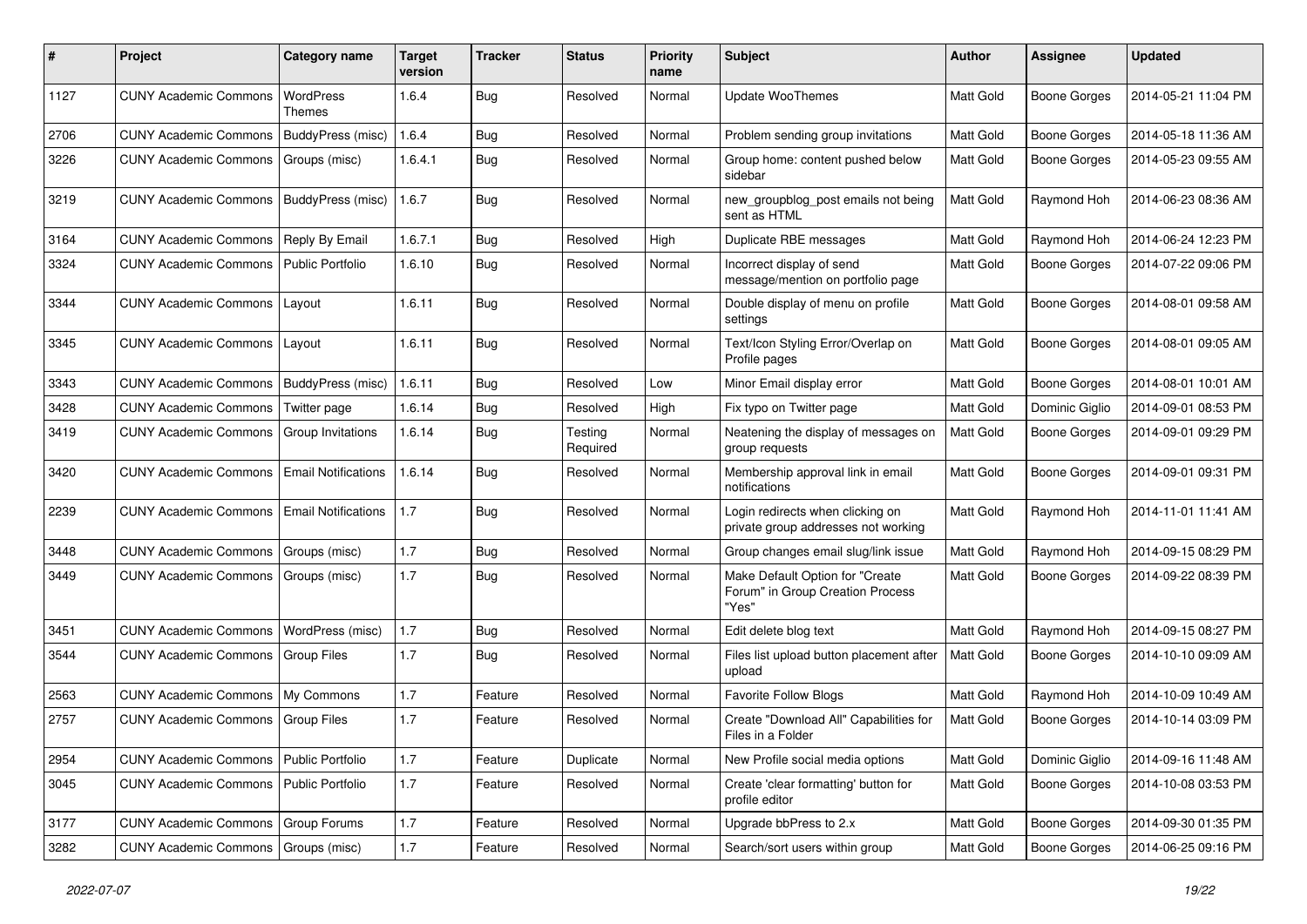| # | Project | Category name | Target version | Tracker | Status | Priority name | Subject | Author | Assignee | Updated |
|---|---|---|---|---|---|---|---|---|---|---|
| 1127 | CUNY Academic Commons | WordPress Themes | 1.6.4 | Bug | Resolved | Normal | Update WooThemes | Matt Gold | Boone Gorges | 2014-05-21 11:04 PM |
| 2706 | CUNY Academic Commons | BuddyPress (misc) | 1.6.4 | Bug | Resolved | Normal | Problem sending group invitations | Matt Gold | Boone Gorges | 2014-05-18 11:36 AM |
| 3226 | CUNY Academic Commons | Groups (misc) | 1.6.4.1 | Bug | Resolved | Normal | Group home: content pushed below sidebar | Matt Gold | Boone Gorges | 2014-05-23 09:55 AM |
| 3219 | CUNY Academic Commons | BuddyPress (misc) | 1.6.7 | Bug | Resolved | Normal | new_groupblog_post emails not being sent as HTML | Matt Gold | Raymond Hoh | 2014-06-23 08:36 AM |
| 3164 | CUNY Academic Commons | Reply By Email | 1.6.7.1 | Bug | Resolved | High | Duplicate RBE messages | Matt Gold | Raymond Hoh | 2014-06-24 12:23 PM |
| 3324 | CUNY Academic Commons | Public Portfolio | 1.6.10 | Bug | Resolved | Normal | Incorrect display of send message/mention on portfolio page | Matt Gold | Boone Gorges | 2014-07-22 09:06 PM |
| 3344 | CUNY Academic Commons | Layout | 1.6.11 | Bug | Resolved | Normal | Double display of menu on profile settings | Matt Gold | Boone Gorges | 2014-08-01 09:58 AM |
| 3345 | CUNY Academic Commons | Layout | 1.6.11 | Bug | Resolved | Normal | Text/Icon Styling Error/Overlap on Profile pages | Matt Gold | Boone Gorges | 2014-08-01 09:05 AM |
| 3343 | CUNY Academic Commons | BuddyPress (misc) | 1.6.11 | Bug | Resolved | Low | Minor Email display error | Matt Gold | Boone Gorges | 2014-08-01 10:01 AM |
| 3428 | CUNY Academic Commons | Twitter page | 1.6.14 | Bug | Resolved | High | Fix typo on Twitter page | Matt Gold | Dominic Giglio | 2014-09-01 08:53 PM |
| 3419 | CUNY Academic Commons | Group Invitations | 1.6.14 | Bug | Testing Required | Normal | Neatening the display of messages on group requests | Matt Gold | Boone Gorges | 2014-09-01 09:29 PM |
| 3420 | CUNY Academic Commons | Email Notifications | 1.6.14 | Bug | Resolved | Normal | Membership approval link in email notifications | Matt Gold | Boone Gorges | 2014-09-01 09:31 PM |
| 2239 | CUNY Academic Commons | Email Notifications | 1.7 | Bug | Resolved | Normal | Login redirects when clicking on private group addresses not working | Matt Gold | Raymond Hoh | 2014-11-01 11:41 AM |
| 3448 | CUNY Academic Commons | Groups (misc) | 1.7 | Bug | Resolved | Normal | Group changes email slug/link issue | Matt Gold | Raymond Hoh | 2014-09-15 08:29 PM |
| 3449 | CUNY Academic Commons | Groups (misc) | 1.7 | Bug | Resolved | Normal | Make Default Option for "Create Forum" in Group Creation Process "Yes" | Matt Gold | Boone Gorges | 2014-09-22 08:39 PM |
| 3451 | CUNY Academic Commons | WordPress (misc) | 1.7 | Bug | Resolved | Normal | Edit delete blog text | Matt Gold | Raymond Hoh | 2014-09-15 08:27 PM |
| 3544 | CUNY Academic Commons | Group Files | 1.7 | Bug | Resolved | Normal | Files list upload button placement after upload | Matt Gold | Boone Gorges | 2014-10-10 09:09 AM |
| 2563 | CUNY Academic Commons | My Commons | 1.7 | Feature | Resolved | Normal | Favorite Follow Blogs | Matt Gold | Raymond Hoh | 2014-10-09 10:49 AM |
| 2757 | CUNY Academic Commons | Group Files | 1.7 | Feature | Resolved | Normal | Create "Download All" Capabilities for Files in a Folder | Matt Gold | Boone Gorges | 2014-10-14 03:09 PM |
| 2954 | CUNY Academic Commons | Public Portfolio | 1.7 | Feature | Duplicate | Normal | New Profile social media options | Matt Gold | Dominic Giglio | 2014-09-16 11:48 AM |
| 3045 | CUNY Academic Commons | Public Portfolio | 1.7 | Feature | Resolved | Normal | Create 'clear formatting' button for profile editor | Matt Gold | Boone Gorges | 2014-10-08 03:53 PM |
| 3177 | CUNY Academic Commons | Group Forums | 1.7 | Feature | Resolved | Normal | Upgrade bbPress to 2.x | Matt Gold | Boone Gorges | 2014-09-30 01:35 PM |
| 3282 | CUNY Academic Commons | Groups (misc) | 1.7 | Feature | Resolved | Normal | Search/sort users within group | Matt Gold | Boone Gorges | 2014-06-25 09:16 PM |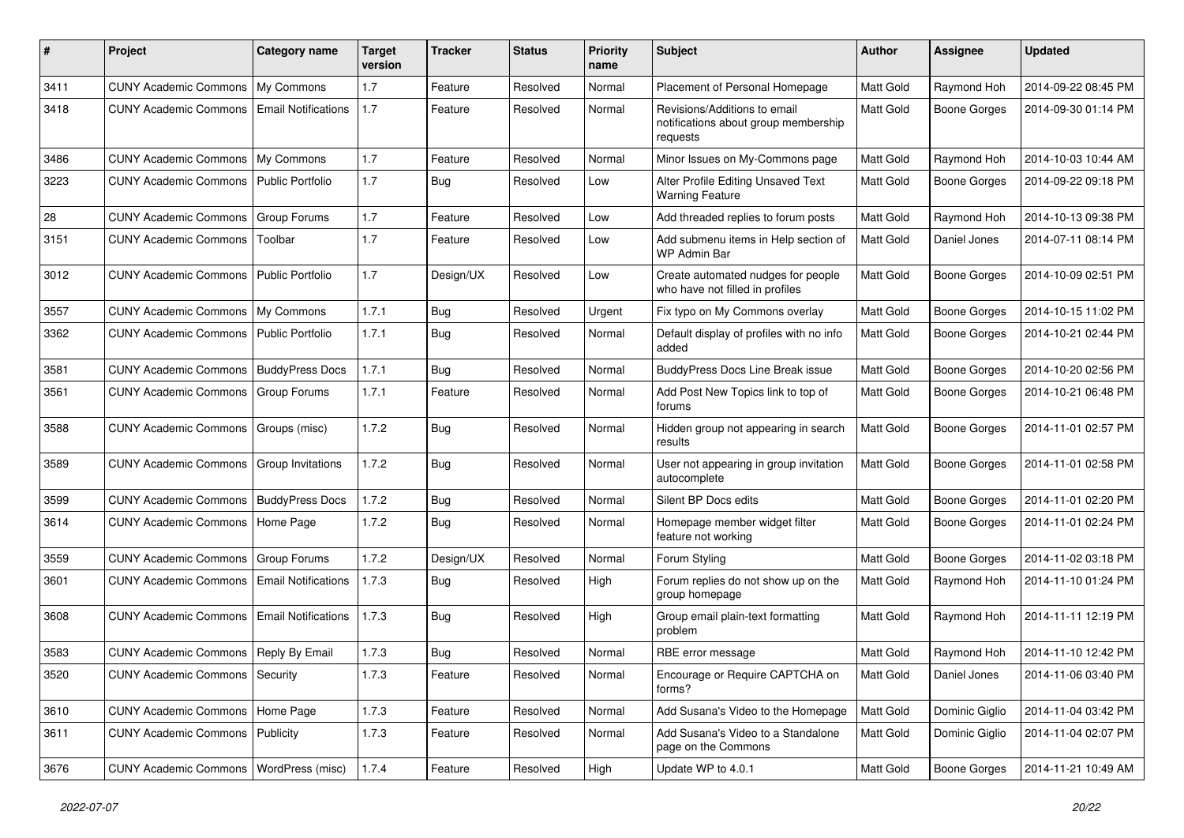| # | Project | Category name | Target version | Tracker | Status | Priority name | Subject | Author | Assignee | Updated |
|---|---|---|---|---|---|---|---|---|---|---|
| 3411 | CUNY Academic Commons | My Commons | 1.7 | Feature | Resolved | Normal | Placement of Personal Homepage | Matt Gold | Raymond Hoh | 2014-09-22 08:45 PM |
| 3418 | CUNY Academic Commons | Email Notifications | 1.7 | Feature | Resolved | Normal | Revisions/Additions to email notifications about group membership requests | Matt Gold | Boone Gorges | 2014-09-30 01:14 PM |
| 3486 | CUNY Academic Commons | My Commons | 1.7 | Feature | Resolved | Normal | Minor Issues on My-Commons page | Matt Gold | Raymond Hoh | 2014-10-03 10:44 AM |
| 3223 | CUNY Academic Commons | Public Portfolio | 1.7 | Bug | Resolved | Low | Alter Profile Editing Unsaved Text Warning Feature | Matt Gold | Boone Gorges | 2014-09-22 09:18 PM |
| 28 | CUNY Academic Commons | Group Forums | 1.7 | Feature | Resolved | Low | Add threaded replies to forum posts | Matt Gold | Raymond Hoh | 2014-10-13 09:38 PM |
| 3151 | CUNY Academic Commons | Toolbar | 1.7 | Feature | Resolved | Low | Add submenu items in Help section of WP Admin Bar | Matt Gold | Daniel Jones | 2014-07-11 08:14 PM |
| 3012 | CUNY Academic Commons | Public Portfolio | 1.7 | Design/UX | Resolved | Low | Create automated nudges for people who have not filled in profiles | Matt Gold | Boone Gorges | 2014-10-09 02:51 PM |
| 3557 | CUNY Academic Commons | My Commons | 1.7.1 | Bug | Resolved | Urgent | Fix typo on My Commons overlay | Matt Gold | Boone Gorges | 2014-10-15 11:02 PM |
| 3362 | CUNY Academic Commons | Public Portfolio | 1.7.1 | Bug | Resolved | Normal | Default display of profiles with no info added | Matt Gold | Boone Gorges | 2014-10-21 02:44 PM |
| 3581 | CUNY Academic Commons | BuddyPress Docs | 1.7.1 | Bug | Resolved | Normal | BuddyPress Docs Line Break issue | Matt Gold | Boone Gorges | 2014-10-20 02:56 PM |
| 3561 | CUNY Academic Commons | Group Forums | 1.7.1 | Feature | Resolved | Normal | Add Post New Topics link to top of forums | Matt Gold | Boone Gorges | 2014-10-21 06:48 PM |
| 3588 | CUNY Academic Commons | Groups (misc) | 1.7.2 | Bug | Resolved | Normal | Hidden group not appearing in search results | Matt Gold | Boone Gorges | 2014-11-01 02:57 PM |
| 3589 | CUNY Academic Commons | Group Invitations | 1.7.2 | Bug | Resolved | Normal | User not appearing in group invitation autocomplete | Matt Gold | Boone Gorges | 2014-11-01 02:58 PM |
| 3599 | CUNY Academic Commons | BuddyPress Docs | 1.7.2 | Bug | Resolved | Normal | Silent BP Docs edits | Matt Gold | Boone Gorges | 2014-11-01 02:20 PM |
| 3614 | CUNY Academic Commons | Home Page | 1.7.2 | Bug | Resolved | Normal | Homepage member widget filter feature not working | Matt Gold | Boone Gorges | 2014-11-01 02:24 PM |
| 3559 | CUNY Academic Commons | Group Forums | 1.7.2 | Design/UX | Resolved | Normal | Forum Styling | Matt Gold | Boone Gorges | 2014-11-02 03:18 PM |
| 3601 | CUNY Academic Commons | Email Notifications | 1.7.3 | Bug | Resolved | High | Forum replies do not show up on the group homepage | Matt Gold | Raymond Hoh | 2014-11-10 01:24 PM |
| 3608 | CUNY Academic Commons | Email Notifications | 1.7.3 | Bug | Resolved | High | Group email plain-text formatting problem | Matt Gold | Raymond Hoh | 2014-11-11 12:19 PM |
| 3583 | CUNY Academic Commons | Reply By Email | 1.7.3 | Bug | Resolved | Normal | RBE error message | Matt Gold | Raymond Hoh | 2014-11-10 12:42 PM |
| 3520 | CUNY Academic Commons | Security | 1.7.3 | Feature | Resolved | Normal | Encourage or Require CAPTCHA on forms? | Matt Gold | Daniel Jones | 2014-11-06 03:40 PM |
| 3610 | CUNY Academic Commons | Home Page | 1.7.3 | Feature | Resolved | Normal | Add Susana's Video to the Homepage | Matt Gold | Dominic Giglio | 2014-11-04 03:42 PM |
| 3611 | CUNY Academic Commons | Publicity | 1.7.3 | Feature | Resolved | Normal | Add Susana's Video to a Standalone page on the Commons | Matt Gold | Dominic Giglio | 2014-11-04 02:07 PM |
| 3676 | CUNY Academic Commons | WordPress (misc) | 1.7.4 | Feature | Resolved | High | Update WP to 4.0.1 | Matt Gold | Boone Gorges | 2014-11-21 10:49 AM |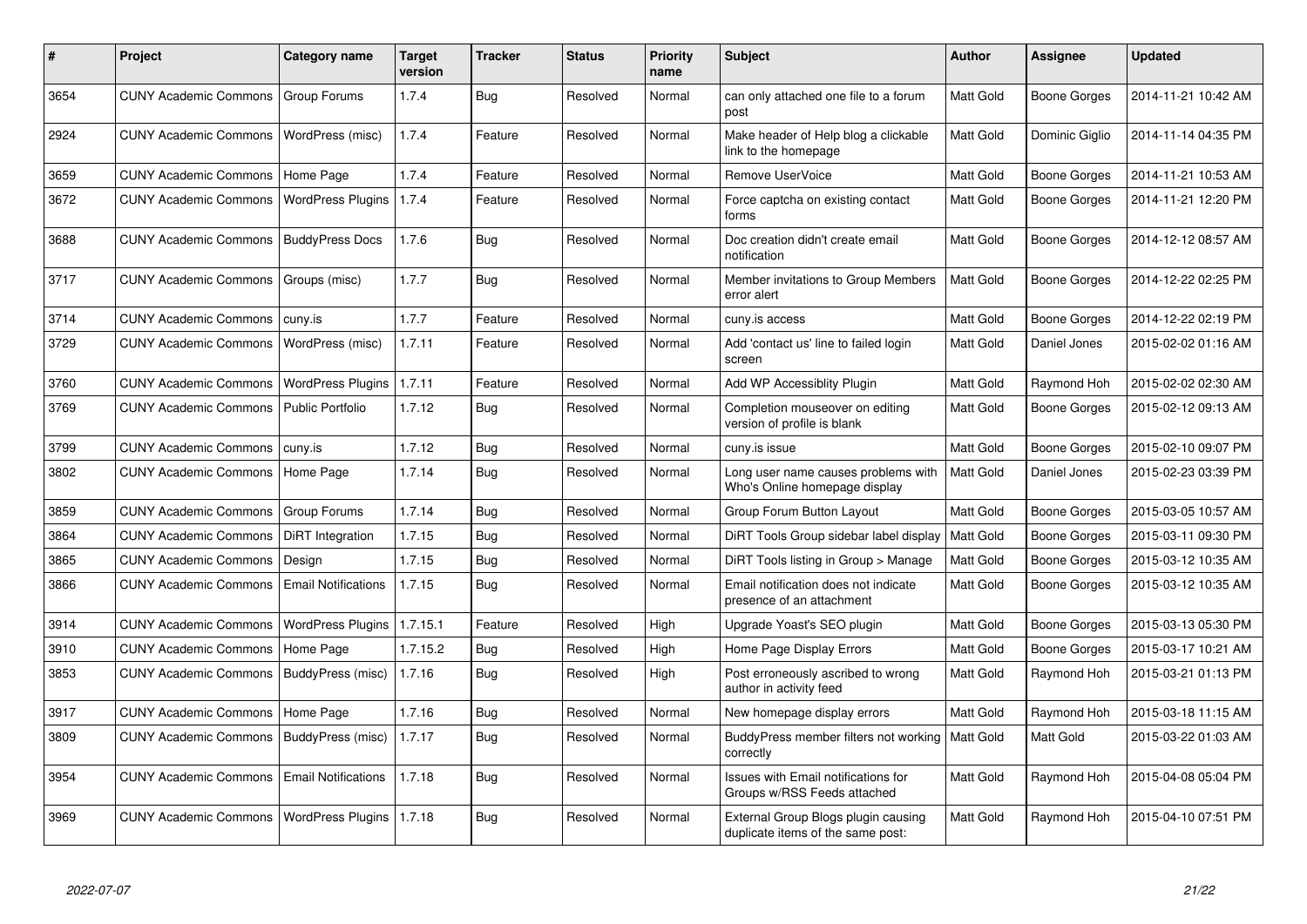| # | Project | Category name | Target version | Tracker | Status | Priority name | Subject | Author | Assignee | Updated |
|---|---|---|---|---|---|---|---|---|---|---|
| 3654 | CUNY Academic Commons | Group Forums | 1.7.4 | Bug | Resolved | Normal | can only attached one file to a forum post | Matt Gold | Boone Gorges | 2014-11-21 10:42 AM |
| 2924 | CUNY Academic Commons | WordPress (misc) | 1.7.4 | Feature | Resolved | Normal | Make header of Help blog a clickable link to the homepage | Matt Gold | Dominic Giglio | 2014-11-14 04:35 PM |
| 3659 | CUNY Academic Commons | Home Page | 1.7.4 | Feature | Resolved | Normal | Remove UserVoice | Matt Gold | Boone Gorges | 2014-11-21 10:53 AM |
| 3672 | CUNY Academic Commons | WordPress Plugins | 1.7.4 | Feature | Resolved | Normal | Force captcha on existing contact forms | Matt Gold | Boone Gorges | 2014-11-21 12:20 PM |
| 3688 | CUNY Academic Commons | BuddyPress Docs | 1.7.6 | Bug | Resolved | Normal | Doc creation didn't create email notification | Matt Gold | Boone Gorges | 2014-12-12 08:57 AM |
| 3717 | CUNY Academic Commons | Groups (misc) | 1.7.7 | Bug | Resolved | Normal | Member invitations to Group Members error alert | Matt Gold | Boone Gorges | 2014-12-22 02:25 PM |
| 3714 | CUNY Academic Commons | cuny.is | 1.7.7 | Feature | Resolved | Normal | cuny.is access | Matt Gold | Boone Gorges | 2014-12-22 02:19 PM |
| 3729 | CUNY Academic Commons | WordPress (misc) | 1.7.11 | Feature | Resolved | Normal | Add 'contact us' line to failed login screen | Matt Gold | Daniel Jones | 2015-02-02 01:16 AM |
| 3760 | CUNY Academic Commons | WordPress Plugins | 1.7.11 | Feature | Resolved | Normal | Add WP Accessiblity Plugin | Matt Gold | Raymond Hoh | 2015-02-02 02:30 AM |
| 3769 | CUNY Academic Commons | Public Portfolio | 1.7.12 | Bug | Resolved | Normal | Completion mouseover on editing version of profile is blank | Matt Gold | Boone Gorges | 2015-02-12 09:13 AM |
| 3799 | CUNY Academic Commons | cuny.is | 1.7.12 | Bug | Resolved | Normal | cuny.is issue | Matt Gold | Boone Gorges | 2015-02-10 09:07 PM |
| 3802 | CUNY Academic Commons | Home Page | 1.7.14 | Bug | Resolved | Normal | Long user name causes problems with Who's Online homepage display | Matt Gold | Daniel Jones | 2015-02-23 03:39 PM |
| 3859 | CUNY Academic Commons | Group Forums | 1.7.14 | Bug | Resolved | Normal | Group Forum Button Layout | Matt Gold | Boone Gorges | 2015-03-05 10:57 AM |
| 3864 | CUNY Academic Commons | DiRT Integration | 1.7.15 | Bug | Resolved | Normal | DiRT Tools Group sidebar label display | Matt Gold | Boone Gorges | 2015-03-11 09:30 PM |
| 3865 | CUNY Academic Commons | Design | 1.7.15 | Bug | Resolved | Normal | DiRT Tools listing in Group > Manage | Matt Gold | Boone Gorges | 2015-03-12 10:35 AM |
| 3866 | CUNY Academic Commons | Email Notifications | 1.7.15 | Bug | Resolved | Normal | Email notification does not indicate presence of an attachment | Matt Gold | Boone Gorges | 2015-03-12 10:35 AM |
| 3914 | CUNY Academic Commons | WordPress Plugins | 1.7.15.1 | Feature | Resolved | High | Upgrade Yoast's SEO plugin | Matt Gold | Boone Gorges | 2015-03-13 05:30 PM |
| 3910 | CUNY Academic Commons | Home Page | 1.7.15.2 | Bug | Resolved | High | Home Page Display Errors | Matt Gold | Boone Gorges | 2015-03-17 10:21 AM |
| 3853 | CUNY Academic Commons | BuddyPress (misc) | 1.7.16 | Bug | Resolved | High | Post erroneously ascribed to wrong author in activity feed | Matt Gold | Raymond Hoh | 2015-03-21 01:13 PM |
| 3917 | CUNY Academic Commons | Home Page | 1.7.16 | Bug | Resolved | Normal | New homepage display errors | Matt Gold | Raymond Hoh | 2015-03-18 11:15 AM |
| 3809 | CUNY Academic Commons | BuddyPress (misc) | 1.7.17 | Bug | Resolved | Normal | BuddyPress member filters not working correctly | Matt Gold | Matt Gold | 2015-03-22 01:03 AM |
| 3954 | CUNY Academic Commons | Email Notifications | 1.7.18 | Bug | Resolved | Normal | Issues with Email notifications for Groups w/RSS Feeds attached | Matt Gold | Raymond Hoh | 2015-04-08 05:04 PM |
| 3969 | CUNY Academic Commons | WordPress Plugins | 1.7.18 | Bug | Resolved | Normal | External Group Blogs plugin causing duplicate items of the same post: | Matt Gold | Raymond Hoh | 2015-04-10 07:51 PM |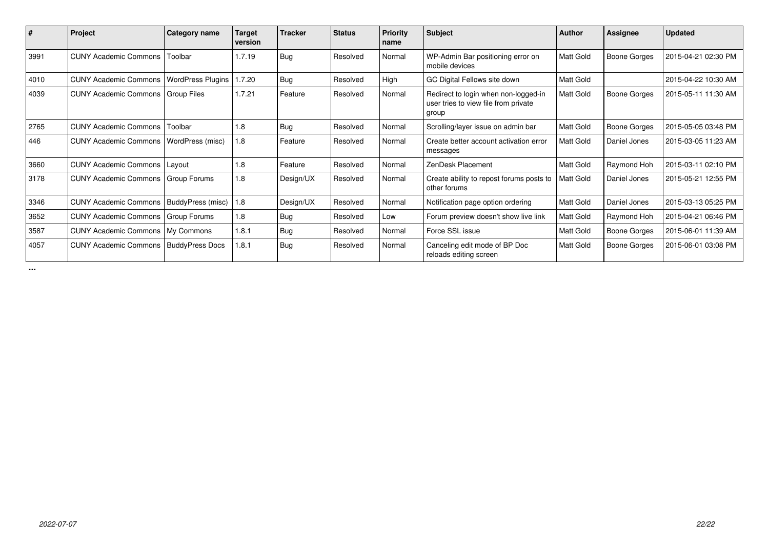| # | Project | Category name | Target version | Tracker | Status | Priority name | Subject | Author | Assignee | Updated |
|---|---|---|---|---|---|---|---|---|---|---|
| 3991 | CUNY Academic Commons | Toolbar | 1.7.19 | Bug | Resolved | Normal | WP-Admin Bar positioning error on mobile devices | Matt Gold | Boone Gorges | 2015-04-21 02:30 PM |
| 4010 | CUNY Academic Commons | WordPress Plugins | 1.7.20 | Bug | Resolved | High | GC Digital Fellows site down | Matt Gold | | 2015-04-22 10:30 AM |
| 4039 | CUNY Academic Commons | Group Files | 1.7.21 | Feature | Resolved | Normal | Redirect to login when non-logged-in user tries to view file from private group | Matt Gold | Boone Gorges | 2015-05-11 11:30 AM |
| 2765 | CUNY Academic Commons | Toolbar | 1.8 | Bug | Resolved | Normal | Scrolling/layer issue on admin bar | Matt Gold | Boone Gorges | 2015-05-05 03:48 PM |
| 446 | CUNY Academic Commons | WordPress (misc) | 1.8 | Feature | Resolved | Normal | Create better account activation error messages | Matt Gold | Daniel Jones | 2015-03-05 11:23 AM |
| 3660 | CUNY Academic Commons | Layout | 1.8 | Feature | Resolved | Normal | ZenDesk Placement | Matt Gold | Raymond Hoh | 2015-03-11 02:10 PM |
| 3178 | CUNY Academic Commons | Group Forums | 1.8 | Design/UX | Resolved | Normal | Create ability to repost forums posts to other forums | Matt Gold | Daniel Jones | 2015-05-21 12:55 PM |
| 3346 | CUNY Academic Commons | BuddyPress (misc) | 1.8 | Design/UX | Resolved | Normal | Notification page option ordering | Matt Gold | Daniel Jones | 2015-03-13 05:25 PM |
| 3652 | CUNY Academic Commons | Group Forums | 1.8 | Bug | Resolved | Low | Forum preview doesn't show live link | Matt Gold | Raymond Hoh | 2015-04-21 06:46 PM |
| 3587 | CUNY Academic Commons | My Commons | 1.8.1 | Bug | Resolved | Normal | Force SSL issue | Matt Gold | Boone Gorges | 2015-06-01 11:39 AM |
| 4057 | CUNY Academic Commons | BuddyPress Docs | 1.8.1 | Bug | Resolved | Normal | Canceling edit mode of BP Doc reloads editing screen | Matt Gold | Boone Gorges | 2015-06-01 03:08 PM |

...